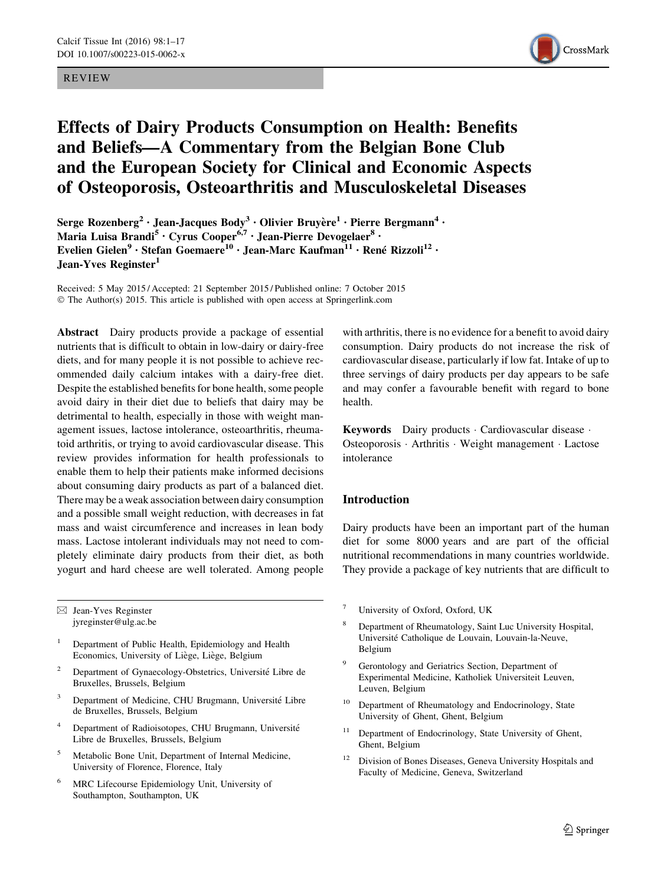REVIEW

# Effects of Dairy Products Consumption on Health: Benefits and Beliefs—A Commentary from the Belgian Bone Club and the European Society for Clinical and Economic Aspects of Osteoporosis, Osteoarthritis and Musculoskeletal Diseases

Serge Rozenberg[2] · Jean-Jacques Body[3] · Olivier Bruyère[1] · Pierre Bergmann[4] · Maria Luisa Brandi[5] · Cyrus Cooper[6,7] · Jean-Pierre Devogelaer[8] · Evelien Gielen[9] · Stefan Goemaere[10] · Jean-Marc Kaufman[11] · René Rizzoli[12] · Jean-Yves Reginster[1]

Received: 5 May 2015 / Accepted: 21 September 2015 / Published online: 7 October 2015
© The Author(s) 2015. This article is published with open access at Springerlink.com

**Abstract** Dairy products provide a package of essential nutrients that is difficult to obtain in low-dairy or dairy-free diets, and for many people it is not possible to achieve recommended daily calcium intakes with a dairy-free diet. Despite the established benefits for bone health, some people avoid dairy in their diet due to beliefs that dairy may be detrimental to health, especially in those with weight management issues, lactose intolerance, osteoarthritis, rheumatoid arthritis, or trying to avoid cardiovascular disease. This review provides information for health professionals to enable them to help their patients make informed decisions about consuming dairy products as part of a balanced diet. There may be a weak association between dairy consumption and a possible small weight reduction, with decreases in fat mass and waist circumference and increases in lean body mass. Lactose intolerant individuals may not need to completely eliminate dairy products from their diet, as both yogurt and hard cheese are well tolerated. Among people with arthritis, there is no evidence for a benefit to avoid dairy consumption. Dairy products do not increase the risk of cardiovascular disease, particularly if low fat. Intake of up to three servings of dairy products per day appears to be safe and may confer a favourable benefit with regard to bone health.

**Keywords** Dairy products · Cardiovascular disease · Osteoporosis · Arthritis · Weight management · Lactose intolerance

## Introduction

Dairy products have been an important part of the human diet for some 8000 years and are part of the official nutritional recommendations in many countries worldwide. They provide a package of key nutrients that are difficult to

✉ Jean-Yves Reginster
jyreginster@ulg.ac.be

1. Department of Public Health, Epidemiology and Health Economics, University of Liège, Liège, Belgium
2. Department of Gynaecology-Obstetrics, Université Libre de Bruxelles, Brussels, Belgium
3. Department of Medicine, CHU Brugmann, Université Libre de Bruxelles, Brussels, Belgium
4. Department of Radioisotopes, CHU Brugmann, Université Libre de Bruxelles, Brussels, Belgium
5. Metabolic Bone Unit, Department of Internal Medicine, University of Florence, Florence, Italy
6. MRC Lifecourse Epidemiology Unit, University of Southampton, Southampton, UK
7. University of Oxford, Oxford, UK
8. Department of Rheumatology, Saint Luc University Hospital, Université Catholique de Louvain, Louvain-la-Neuve, Belgium
9. Gerontology and Geriatrics Section, Department of Experimental Medicine, Katholiek Universiteit Leuven, Leuven, Belgium
10. Department of Rheumatology and Endocrinology, State University of Ghent, Ghent, Belgium
11. Department of Endocrinology, State University of Ghent, Ghent, Belgium
12. Division of Bones Diseases, Geneva University Hospitals and Faculty of Medicine, Geneva, Switzerland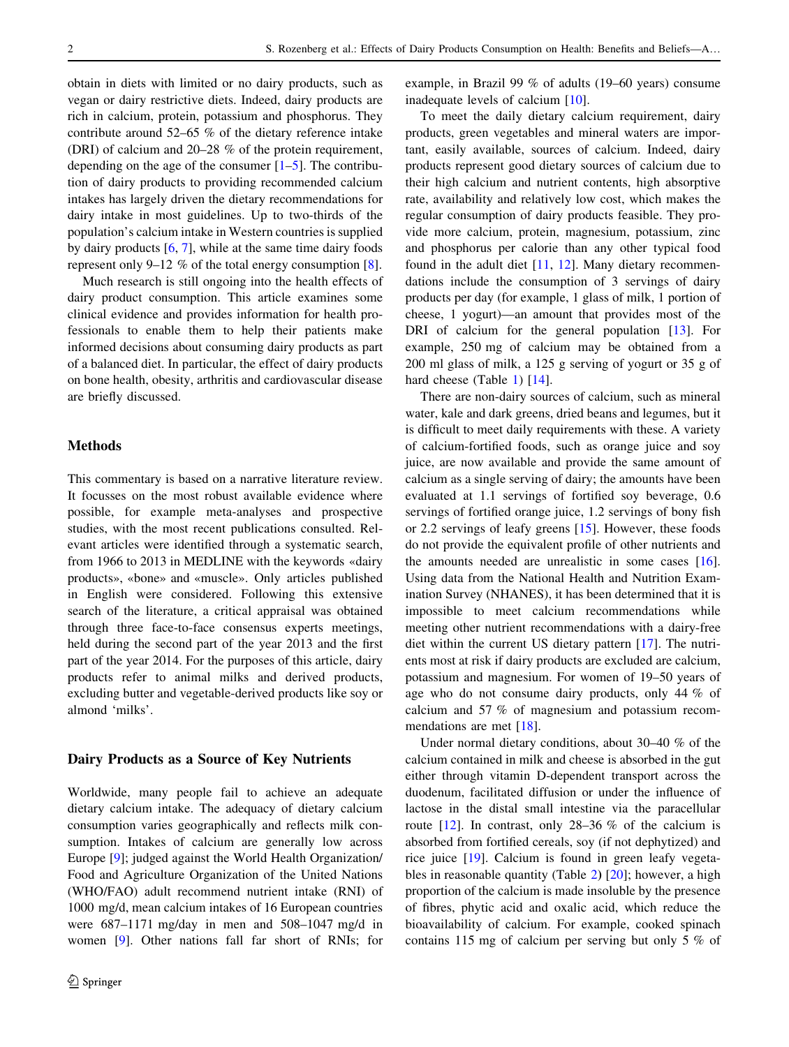obtain in diets with limited or no dairy products, such as vegan or dairy restrictive diets. Indeed, dairy products are rich in calcium, protein, potassium and phosphorus. They contribute around 52–65 % of the dietary reference intake (DRI) of calcium and 20–28 % of the protein requirement, depending on the age of the consumer [1–5]. The contribution of dairy products to providing recommended calcium intakes has largely driven the dietary recommendations for dairy intake in most guidelines. Up to two-thirds of the population's calcium intake in Western countries is supplied by dairy products [6, 7], while at the same time dairy foods represent only 9–12 % of the total energy consumption [8].

Much research is still ongoing into the health effects of dairy product consumption. This article examines some clinical evidence and provides information for health professionals to enable them to help their patients make informed decisions about consuming dairy products as part of a balanced diet. In particular, the effect of dairy products on bone health, obesity, arthritis and cardiovascular disease are briefly discussed.

## Methods

This commentary is based on a narrative literature review. It focusses on the most robust available evidence where possible, for example meta-analyses and prospective studies, with the most recent publications consulted. Relevant articles were identified through a systematic search, from 1966 to 2013 in MEDLINE with the keywords «dairy products», «bone» and «muscle». Only articles published in English were considered. Following this extensive search of the literature, a critical appraisal was obtained through three face-to-face consensus experts meetings, held during the second part of the year 2013 and the first part of the year 2014. For the purposes of this article, dairy products refer to animal milks and derived products, excluding butter and vegetable-derived products like soy or almond 'milks'.

## Dairy Products as a Source of Key Nutrients

Worldwide, many people fail to achieve an adequate dietary calcium intake. The adequacy of dietary calcium consumption varies geographically and reflects milk consumption. Intakes of calcium are generally low across Europe [9]; judged against the World Health Organization/Food and Agriculture Organization of the United Nations (WHO/FAO) adult recommend nutrient intake (RNI) of 1000 mg/d, mean calcium intakes of 16 European countries were 687–1171 mg/day in men and 508–1047 mg/d in women [9]. Other nations fall far short of RNIs; for example, in Brazil 99 % of adults (19–60 years) consume inadequate levels of calcium [10].

To meet the daily dietary calcium requirement, dairy products, green vegetables and mineral waters are important, easily available, sources of calcium. Indeed, dairy products represent good dietary sources of calcium due to their high calcium and nutrient contents, high absorptive rate, availability and relatively low cost, which makes the regular consumption of dairy products feasible. They provide more calcium, protein, magnesium, potassium, zinc and phosphorus per calorie than any other typical food found in the adult diet [11, 12]. Many dietary recommendations include the consumption of 3 servings of dairy products per day (for example, 1 glass of milk, 1 portion of cheese, 1 yogurt)—an amount that provides most of the DRI of calcium for the general population [13]. For example, 250 mg of calcium may be obtained from a 200 ml glass of milk, a 125 g serving of yogurt or 35 g of hard cheese (Table 1) [14].

There are non-dairy sources of calcium, such as mineral water, kale and dark greens, dried beans and legumes, but it is difficult to meet daily requirements with these. A variety of calcium-fortified foods, such as orange juice and soy juice, are now available and provide the same amount of calcium as a single serving of dairy; the amounts have been evaluated at 1.1 servings of fortified soy beverage, 0.6 servings of fortified orange juice, 1.2 servings of bony fish or 2.2 servings of leafy greens [15]. However, these foods do not provide the equivalent profile of other nutrients and the amounts needed are unrealistic in some cases [16]. Using data from the National Health and Nutrition Examination Survey (NHANES), it has been determined that it is impossible to meet calcium recommendations while meeting other nutrient recommendations with a dairy-free diet within the current US dietary pattern [17]. The nutrients most at risk if dairy products are excluded are calcium, potassium and magnesium. For women of 19–50 years of age who do not consume dairy products, only 44 % of calcium and 57 % of magnesium and potassium recommendations are met [18].

Under normal dietary conditions, about 30–40 % of the calcium contained in milk and cheese is absorbed in the gut either through vitamin D-dependent transport across the duodenum, facilitated diffusion or under the influence of lactose in the distal small intestine via the paracellular route [12]. In contrast, only 28–36 % of the calcium is absorbed from fortified cereals, soy (if not dephytized) and rice juice [19]. Calcium is found in green leafy vegetables in reasonable quantity (Table 2) [20]; however, a high proportion of the calcium is made insoluble by the presence of fibres, phytic acid and oxalic acid, which reduce the bioavailability of calcium. For example, cooked spinach contains 115 mg of calcium per serving but only 5 % of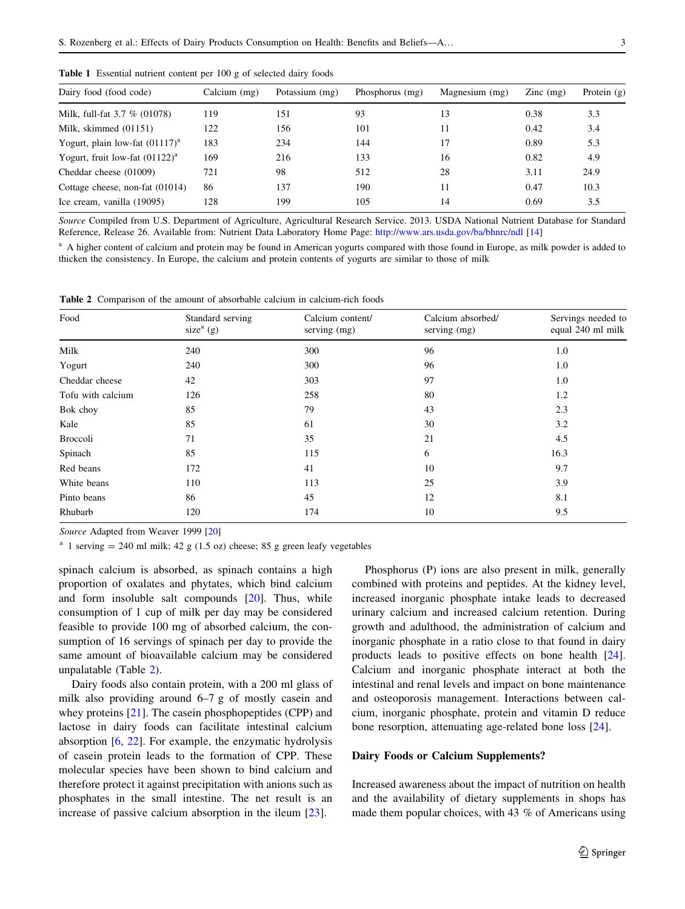**Table 1** Essential nutrient content per 100 g of selected dairy foods

| Dairy food (food code) | Calcium (mg) | Potassium (mg) | Phosphorus (mg) | Magnesium (mg) | Zinc (mg) | Protein (g) |
|---|---|---|---|---|---|---|
| Milk, full-fat 3.7 % (01078) | 119 | 151 | 93 | 13 | 0.38 | 3.3 |
| Milk, skimmed (01151) | 122 | 156 | 101 | 11 | 0.42 | 3.4 |
| Yogurt, plain low-fat (01117)[a] | 183 | 234 | 144 | 17 | 0.89 | 5.3 |
| Yogurt, fruit low-fat (01122)[a] | 169 | 216 | 133 | 16 | 0.82 | 4.9 |
| Cheddar cheese (01009) | 721 | 98 | 512 | 28 | 3.11 | 24.9 |
| Cottage cheese, non-fat (01014) | 86 | 137 | 190 | 11 | 0.47 | 10.3 |
| Ice cream, vanilla (19095) | 128 | 199 | 105 | 14 | 0.69 | 3.5 |

*Source* Compiled from U.S. Department of Agriculture, Agricultural Research Service. 2013. USDA National Nutrient Database for Standard Reference, Release 26. Available from: Nutrient Data Laboratory Home Page: http://www.ars.usda.gov/ba/bhnrc/ndl [14]

[a] A higher content of calcium and protein may be found in American yogurts compared with those found in Europe, as milk powder is added to thicken the consistency. In Europe, the calcium and protein contents of yogurts are similar to those of milk

**Table 2** Comparison of the amount of absorbable calcium in calcium-rich foods

| Food | Standard serving size[a] (g) | Calcium content/ serving (mg) | Calcium absorbed/ serving (mg) | Servings needed to equal 240 ml milk |
|---|---|---|---|---|
| Milk | 240 | 300 | 96 | 1.0 |
| Yogurt | 240 | 300 | 96 | 1.0 |
| Cheddar cheese | 42 | 303 | 97 | 1.0 |
| Tofu with calcium | 126 | 258 | 80 | 1.2 |
| Bok choy | 85 | 79 | 43 | 2.3 |
| Kale | 85 | 61 | 30 | 3.2 |
| Broccoli | 71 | 35 | 21 | 4.5 |
| Spinach | 85 | 115 | 6 | 16.3 |
| Red beans | 172 | 41 | 10 | 9.7 |
| White beans | 110 | 113 | 25 | 3.9 |
| Pinto beans | 86 | 45 | 12 | 8.1 |
| Rhubarb | 120 | 174 | 10 | 9.5 |

*Source* Adapted from Weaver 1999 [20]

[a] 1 serving = 240 ml milk; 42 g (1.5 oz) cheese; 85 g green leafy vegetables

spinach calcium is absorbed, as spinach contains a high proportion of oxalates and phytates, which bind calcium and form insoluble salt compounds [20]. Thus, while consumption of 1 cup of milk per day may be considered feasible to provide 100 mg of absorbed calcium, the consumption of 16 servings of spinach per day to provide the same amount of bioavailable calcium may be considered unpalatable (Table 2).

Dairy foods also contain protein, with a 200 ml glass of milk also providing around 6–7 g of mostly casein and whey proteins [21]. The casein phosphopeptides (CPP) and lactose in dairy foods can facilitate intestinal calcium absorption [6, 22]. For example, the enzymatic hydrolysis of casein protein leads to the formation of CPP. These molecular species have been shown to bind calcium and therefore protect it against precipitation with anions such as phosphates in the small intestine. The net result is an increase of passive calcium absorption in the ileum [23].

Phosphorus (P) ions are also present in milk, generally combined with proteins and peptides. At the kidney level, increased inorganic phosphate intake leads to decreased urinary calcium and increased calcium retention. During growth and adulthood, the administration of calcium and inorganic phosphate in a ratio close to that found in dairy products leads to positive effects on bone health [24]. Calcium and inorganic phosphate interact at both the intestinal and renal levels and impact on bone maintenance and osteoporosis management. Interactions between calcium, inorganic phosphate, protein and vitamin D reduce bone resorption, attenuating age-related bone loss [24].

## Dairy Foods or Calcium Supplements?

Increased awareness about the impact of nutrition on health and the availability of dietary supplements in shops has made them popular choices, with 43 % of Americans using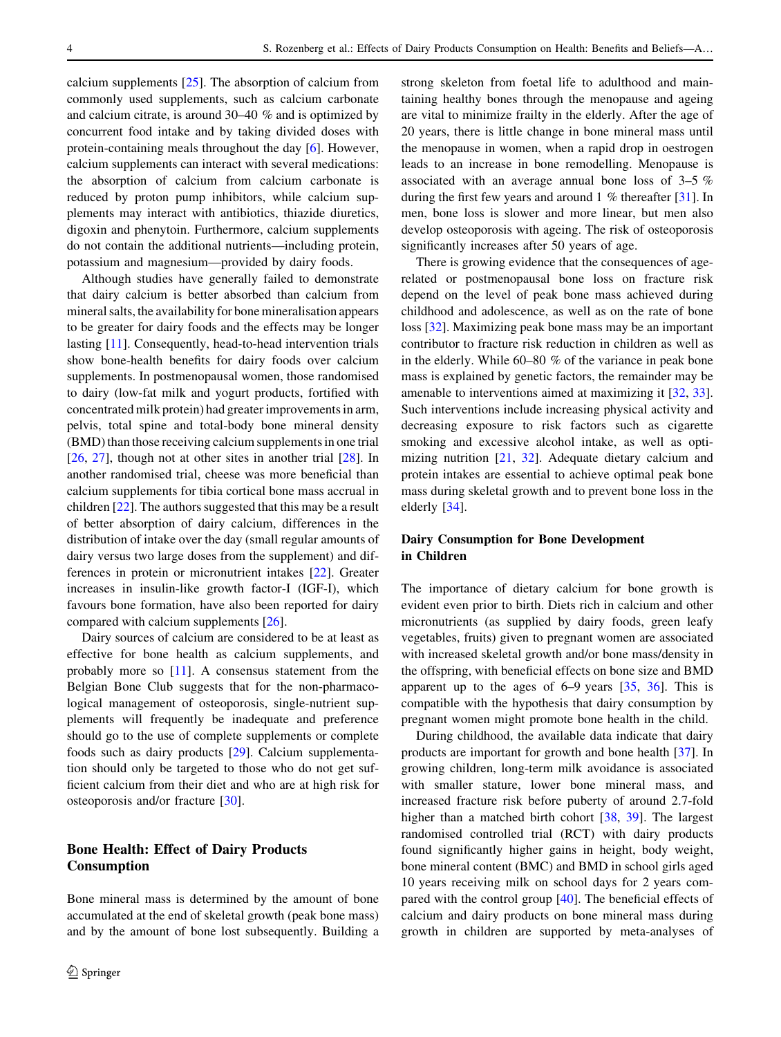calcium supplements [25]. The absorption of calcium from commonly used supplements, such as calcium carbonate and calcium citrate, is around 30–40 % and is optimized by concurrent food intake and by taking divided doses with protein-containing meals throughout the day [6]. However, calcium supplements can interact with several medications: the absorption of calcium from calcium carbonate is reduced by proton pump inhibitors, while calcium supplements may interact with antibiotics, thiazide diuretics, digoxin and phenytoin. Furthermore, calcium supplements do not contain the additional nutrients—including protein, potassium and magnesium—provided by dairy foods.

Although studies have generally failed to demonstrate that dairy calcium is better absorbed than calcium from mineral salts, the availability for bone mineralisation appears to be greater for dairy foods and the effects may be longer lasting [11]. Consequently, head-to-head intervention trials show bone-health benefits for dairy foods over calcium supplements. In postmenopausal women, those randomised to dairy (low-fat milk and yogurt products, fortified with concentrated milk protein) had greater improvements in arm, pelvis, total spine and total-body bone mineral density (BMD) than those receiving calcium supplements in one trial [26, 27], though not at other sites in another trial [28]. In another randomised trial, cheese was more beneficial than calcium supplements for tibia cortical bone mass accrual in children [22]. The authors suggested that this may be a result of better absorption of dairy calcium, differences in the distribution of intake over the day (small regular amounts of dairy versus two large doses from the supplement) and differences in protein or micronutrient intakes [22]. Greater increases in insulin-like growth factor-I (IGF-I), which favours bone formation, have also been reported for dairy compared with calcium supplements [26].

Dairy sources of calcium are considered to be at least as effective for bone health as calcium supplements, and probably more so [11]. A consensus statement from the Belgian Bone Club suggests that for the non-pharmacological management of osteoporosis, single-nutrient supplements will frequently be inadequate and preference should go to the use of complete supplements or complete foods such as dairy products [29]. Calcium supplementation should only be targeted to those who do not get sufficient calcium from their diet and who are at high risk for osteoporosis and/or fracture [30].

## Bone Health: Effect of Dairy Products Consumption

Bone mineral mass is determined by the amount of bone accumulated at the end of skeletal growth (peak bone mass) and by the amount of bone lost subsequently. Building a strong skeleton from foetal life to adulthood and maintaining healthy bones through the menopause and ageing are vital to minimize frailty in the elderly. After the age of 20 years, there is little change in bone mineral mass until the menopause in women, when a rapid drop in oestrogen leads to an increase in bone remodelling. Menopause is associated with an average annual bone loss of 3–5 % during the first few years and around 1 % thereafter [31]. In men, bone loss is slower and more linear, but men also develop osteoporosis with ageing. The risk of osteoporosis significantly increases after 50 years of age.

There is growing evidence that the consequences of age-related or postmenopausal bone loss on fracture risk depend on the level of peak bone mass achieved during childhood and adolescence, as well as on the rate of bone loss [32]. Maximizing peak bone mass may be an important contributor to fracture risk reduction in children as well as in the elderly. While 60–80 % of the variance in peak bone mass is explained by genetic factors, the remainder may be amenable to interventions aimed at maximizing it [32, 33]. Such interventions include increasing physical activity and decreasing exposure to risk factors such as cigarette smoking and excessive alcohol intake, as well as optimizing nutrition [21, 32]. Adequate dietary calcium and protein intakes are essential to achieve optimal peak bone mass during skeletal growth and to prevent bone loss in the elderly [34].

### Dairy Consumption for Bone Development in Children

The importance of dietary calcium for bone growth is evident even prior to birth. Diets rich in calcium and other micronutrients (as supplied by dairy foods, green leafy vegetables, fruits) given to pregnant women are associated with increased skeletal growth and/or bone mass/density in the offspring, with beneficial effects on bone size and BMD apparent up to the ages of 6–9 years [35, 36]. This is compatible with the hypothesis that dairy consumption by pregnant women might promote bone health in the child.

During childhood, the available data indicate that dairy products are important for growth and bone health [37]. In growing children, long-term milk avoidance is associated with smaller stature, lower bone mineral mass, and increased fracture risk before puberty of around 2.7-fold higher than a matched birth cohort [38, 39]. The largest randomised controlled trial (RCT) with dairy products found significantly higher gains in height, body weight, bone mineral content (BMC) and BMD in school girls aged 10 years receiving milk on school days for 2 years compared with the control group [40]. The beneficial effects of calcium and dairy products on bone mineral mass during growth in children are supported by meta-analyses of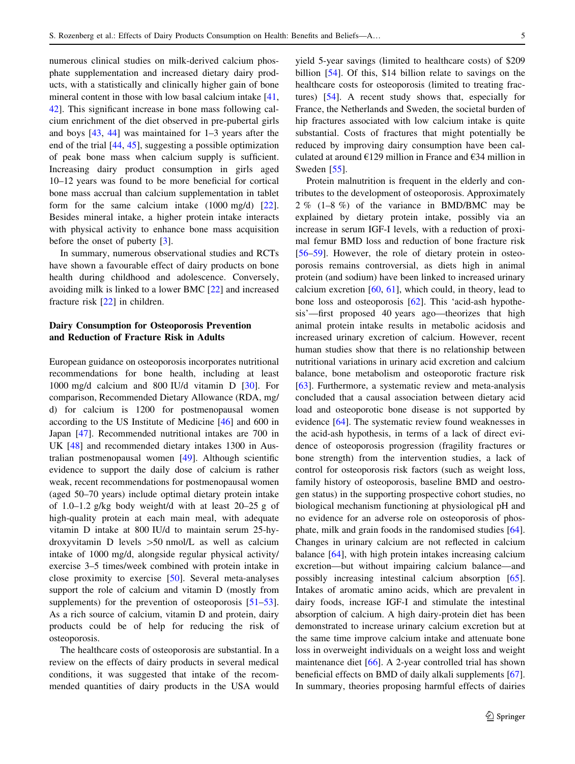numerous clinical studies on milk-derived calcium phosphate supplementation and increased dietary dairy products, with a statistically and clinically higher gain of bone mineral content in those with low basal calcium intake [41, 42]. This significant increase in bone mass following calcium enrichment of the diet observed in pre-pubertal girls and boys [43, 44] was maintained for 1–3 years after the end of the trial [44, 45], suggesting a possible optimization of peak bone mass when calcium supply is sufficient. Increasing dairy product consumption in girls aged 10–12 years was found to be more beneficial for cortical bone mass accrual than calcium supplementation in tablet form for the same calcium intake (1000 mg/d) [22]. Besides mineral intake, a higher protein intake interacts with physical activity to enhance bone mass acquisition before the onset of puberty [3].

In summary, numerous observational studies and RCTs have shown a favourable effect of dairy products on bone health during childhood and adolescence. Conversely, avoiding milk is linked to a lower BMC [22] and increased fracture risk [22] in children.

### Dairy Consumption for Osteoporosis Prevention and Reduction of Fracture Risk in Adults

European guidance on osteoporosis incorporates nutritional recommendations for bone health, including at least 1000 mg/d calcium and 800 IU/d vitamin D [30]. For comparison, Recommended Dietary Allowance (RDA, mg/d) for calcium is 1200 for postmenopausal women according to the US Institute of Medicine [46] and 600 in Japan [47]. Recommended nutritional intakes are 700 in UK [48] and recommended dietary intakes 1300 in Australian postmenopausal women [49]. Although scientific evidence to support the daily dose of calcium is rather weak, recent recommendations for postmenopausal women (aged 50–70 years) include optimal dietary protein intake of 1.0–1.2 g/kg body weight/d with at least 20–25 g of high-quality protein at each main meal, with adequate vitamin D intake at 800 IU/d to maintain serum 25-hydroxyvitamin D levels >50 nmol/L as well as calcium intake of 1000 mg/d, alongside regular physical activity/exercise 3–5 times/week combined with protein intake in close proximity to exercise [50]. Several meta-analyses support the role of calcium and vitamin D (mostly from supplements) for the prevention of osteoporosis [51–53]. As a rich source of calcium, vitamin D and protein, dairy products could be of help for reducing the risk of osteoporosis.

The healthcare costs of osteoporosis are substantial. In a review on the effects of dairy products in several medical conditions, it was suggested that intake of the recommended quantities of dairy products in the USA would yield 5-year savings (limited to healthcare costs) of $209 billion [54]. Of this, $14 billion relate to savings on the healthcare costs for osteoporosis (limited to treating fractures) [54]. A recent study shows that, especially for France, the Netherlands and Sweden, the societal burden of hip fractures associated with low calcium intake is quite substantial. Costs of fractures that might potentially be reduced by improving dairy consumption have been calculated at around €129 million in France and €34 million in Sweden [55].

Protein malnutrition is frequent in the elderly and contributes to the development of osteoporosis. Approximately 2 % (1–8 %) of the variance in BMD/BMC may be explained by dietary protein intake, possibly via an increase in serum IGF-I levels, with a reduction of proximal femur BMD loss and reduction of bone fracture risk [56–59]. However, the role of dietary protein in osteoporosis remains controversial, as diets high in animal protein (and sodium) have been linked to increased urinary calcium excretion [60, 61], which could, in theory, lead to bone loss and osteoporosis [62]. This 'acid-ash hypothesis'—first proposed 40 years ago—theorizes that high animal protein intake results in metabolic acidosis and increased urinary excretion of calcium. However, recent human studies show that there is no relationship between nutritional variations in urinary acid excretion and calcium balance, bone metabolism and osteoporotic fracture risk [63]. Furthermore, a systematic review and meta-analysis concluded that a causal association between dietary acid load and osteoporotic bone disease is not supported by evidence [64]. The systematic review found weaknesses in the acid-ash hypothesis, in terms of a lack of direct evidence of osteoporosis progression (fragility fractures or bone strength) from the intervention studies, a lack of control for osteoporosis risk factors (such as weight loss, family history of osteoporosis, baseline BMD and oestrogen status) in the supporting prospective cohort studies, no biological mechanism functioning at physiological pH and no evidence for an adverse role on osteoporosis of phosphate, milk and grain foods in the randomised studies [64]. Changes in urinary calcium are not reflected in calcium balance [64], with high protein intakes increasing calcium excretion—but without impairing calcium balance—and possibly increasing intestinal calcium absorption [65]. Intakes of aromatic amino acids, which are prevalent in dairy foods, increase IGF-I and stimulate the intestinal absorption of calcium. A high dairy-protein diet has been demonstrated to increase urinary calcium excretion but at the same time improve calcium intake and attenuate bone loss in overweight individuals on a weight loss and weight maintenance diet [66]. A 2-year controlled trial has shown beneficial effects on BMD of daily alkali supplements [67]. In summary, theories proposing harmful effects of dairies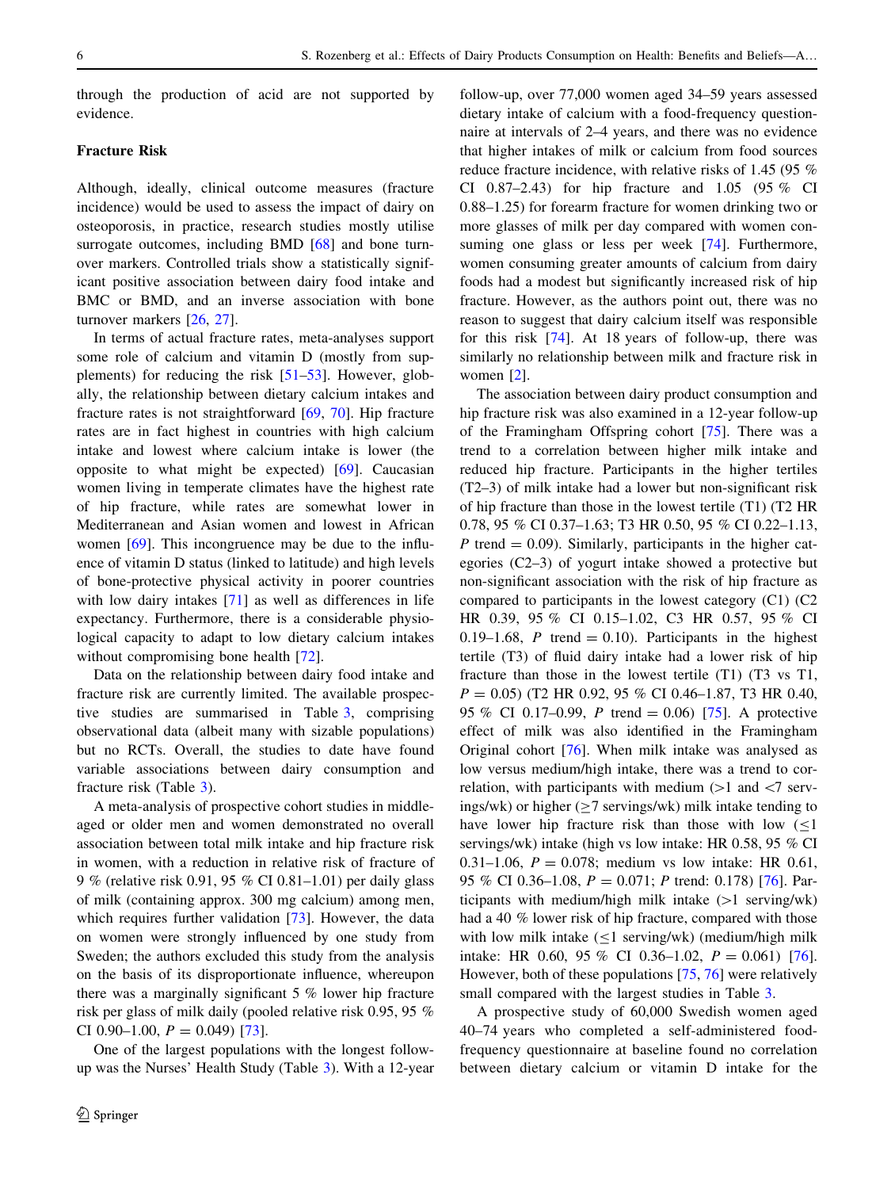through the production of acid are not supported by evidence.

### Fracture Risk

Although, ideally, clinical outcome measures (fracture incidence) would be used to assess the impact of dairy on osteoporosis, in practice, research studies mostly utilise surrogate outcomes, including BMD [68] and bone turnover markers. Controlled trials show a statistically significant positive association between dairy food intake and BMC or BMD, and an inverse association with bone turnover markers [26, 27].

In terms of actual fracture rates, meta-analyses support some role of calcium and vitamin D (mostly from supplements) for reducing the risk [51–53]. However, globally, the relationship between dietary calcium intakes and fracture rates is not straightforward [69, 70]. Hip fracture rates are in fact highest in countries with high calcium intake and lowest where calcium intake is lower (the opposite to what might be expected) [69]. Caucasian women living in temperate climates have the highest rate of hip fracture, while rates are somewhat lower in Mediterranean and Asian women and lowest in African women [69]. This incongruence may be due to the influence of vitamin D status (linked to latitude) and high levels of bone-protective physical activity in poorer countries with low dairy intakes [71] as well as differences in life expectancy. Furthermore, there is a considerable physiological capacity to adapt to low dietary calcium intakes without compromising bone health [72].

Data on the relationship between dairy food intake and fracture risk are currently limited. The available prospective studies are summarised in Table 3, comprising observational data (albeit many with sizable populations) but no RCTs. Overall, the studies to date have found variable associations between dairy consumption and fracture risk (Table 3).

A meta-analysis of prospective cohort studies in middle-aged or older men and women demonstrated no overall association between total milk intake and hip fracture risk in women, with a reduction in relative risk of fracture of 9 % (relative risk 0.91, 95 % CI 0.81–1.01) per daily glass of milk (containing approx. 300 mg calcium) among men, which requires further validation [73]. However, the data on women were strongly influenced by one study from Sweden; the authors excluded this study from the analysis on the basis of its disproportionate influence, whereupon there was a marginally significant 5 % lower hip fracture risk per glass of milk daily (pooled relative risk 0.95, 95 % CI 0.90–1.00, $P = 0.049$) [73].

One of the largest populations with the longest follow-up was the Nurses' Health Study (Table 3). With a 12-year follow-up, over 77,000 women aged 34–59 years assessed dietary intake of calcium with a food-frequency questionnaire at intervals of 2–4 years, and there was no evidence that higher intakes of milk or calcium from food sources reduce fracture incidence, with relative risks of 1.45 (95 % CI 0.87–2.43) for hip fracture and 1.05 (95 % CI 0.88–1.25) for forearm fracture for women drinking two or more glasses of milk per day compared with women consuming one glass or less per week [74]. Furthermore, women consuming greater amounts of calcium from dairy foods had a modest but significantly increased risk of hip fracture. However, as the authors point out, there was no reason to suggest that dairy calcium itself was responsible for this risk [74]. At 18 years of follow-up, there was similarly no relationship between milk and fracture risk in women [2].

The association between dairy product consumption and hip fracture risk was also examined in a 12-year follow-up of the Framingham Offspring cohort [75]. There was a trend to a correlation between higher milk intake and reduced hip fracture. Participants in the higher tertiles (T2–3) of milk intake had a lower but non-significant risk of hip fracture than those in the lowest tertile (T1) (T2 HR 0.78, 95 % CI 0.37–1.63; T3 HR 0.50, 95 % CI 0.22–1.13, $P$ trend $= 0.09$). Similarly, participants in the higher categories (C2–3) of yogurt intake showed a protective but non-significant association with the risk of hip fracture as compared to participants in the lowest category (C1) (C2 HR 0.39, 95 % CI 0.15–1.02, C3 HR 0.57, 95 % CI 0.19–1.68, $P$ trend $= 0.10$). Participants in the highest tertile (T3) of fluid dairy intake had a lower risk of hip fracture than those in the lowest tertile (T1) (T3 vs T1, $P = 0.05$) (T2 HR 0.92, 95 % CI 0.46–1.87, T3 HR 0.40, 95 % CI 0.17–0.99, $P$ trend $= 0.06$) [75]. A protective effect of milk was also identified in the Framingham Original cohort [76]. When milk intake was analysed as low versus medium/high intake, there was a trend to correlation, with participants with medium (>1 and <7 servings/wk) or higher (≥7 servings/wk) milk intake tending to have lower hip fracture risk than those with low (≤1 servings/wk) intake (high vs low intake: HR 0.58, 95 % CI 0.31–1.06, $P = 0.078$; medium vs low intake: HR 0.61, 95 % CI 0.36–1.08, $P = 0.071$; $P$ trend: 0.178) [76]. Participants with medium/high milk intake (>1 serving/wk) had a 40 % lower risk of hip fracture, compared with those with low milk intake (≤1 serving/wk) (medium/high milk intake: HR 0.60, 95 % CI 0.36–1.02, $P = 0.061$) [76]. However, both of these populations [75, 76] were relatively small compared with the largest studies in Table 3.

A prospective study of 60,000 Swedish women aged 40–74 years who completed a self-administered food-frequency questionnaire at baseline found no correlation between dietary calcium or vitamin D intake for the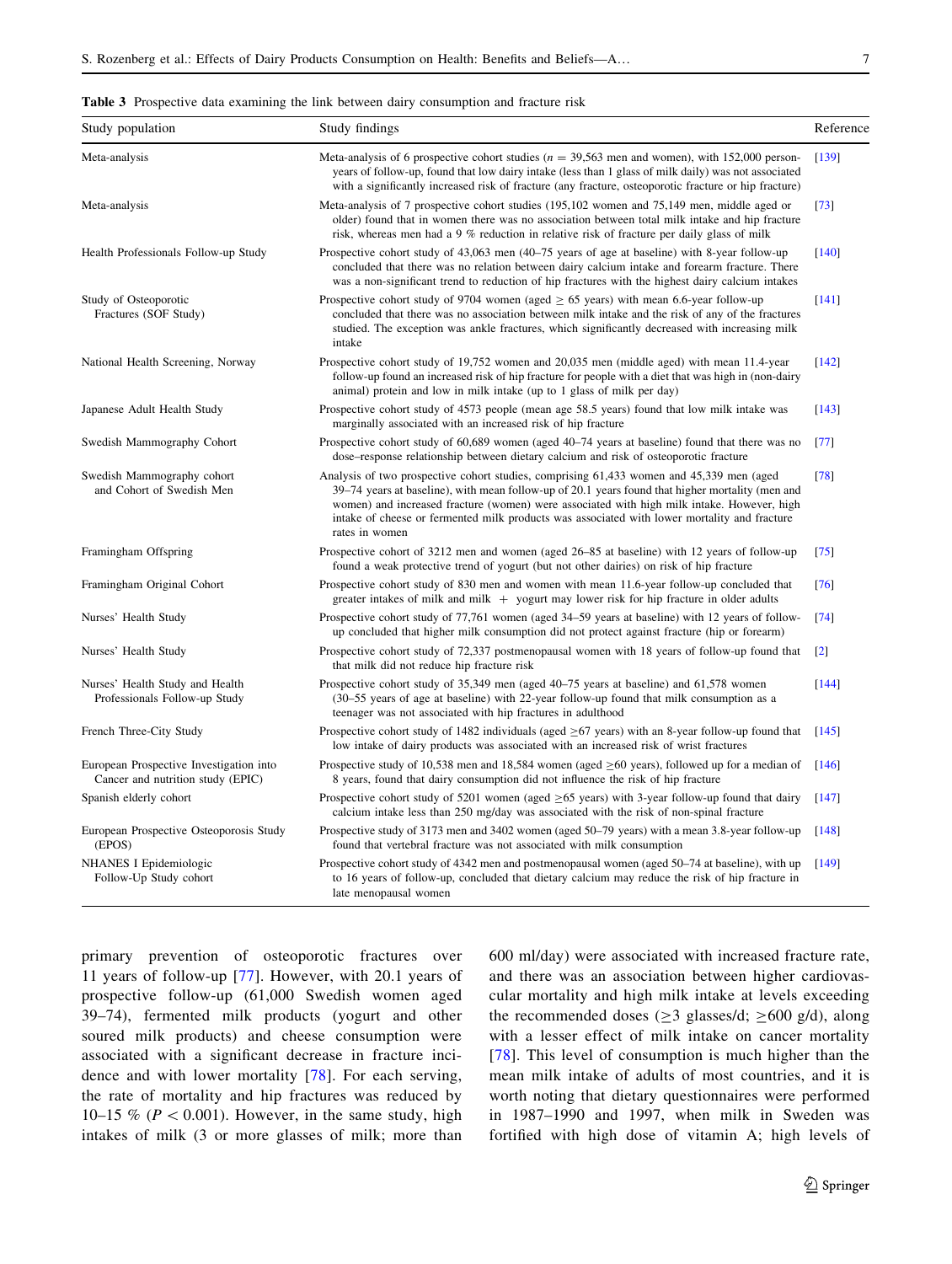**Table 3** Prospective data examining the link between dairy consumption and fracture risk

| Study population | Study findings | Reference |
| --- | --- | --- |
| Meta-analysis | Meta-analysis of 6 prospective cohort studies ($n = 39{,}563$ men and women), with 152,000 person-years of follow-up, found that low dairy intake (less than 1 glass of milk daily) was not associated with a significantly increased risk of fracture (any fracture, osteoporotic fracture or hip fracture) | [139] |
| Meta-analysis | Meta-analysis of 7 prospective cohort studies (195,102 women and 75,149 men, middle aged or older) found that in women there was no association between total milk intake and hip fracture risk, whereas men had a 9 % reduction in relative risk of fracture per daily glass of milk | [73] |
| Health Professionals Follow-up Study | Prospective cohort study of 43,063 men (40–75 years of age at baseline) with 8-year follow-up concluded that there was no relation between dairy calcium intake and forearm fracture. There was a non-significant trend to reduction of hip fractures with the highest dairy calcium intakes | [140] |
| Study of Osteoporotic Fractures (SOF Study) | Prospective cohort study of 9704 women (aged ≥ 65 years) with mean 6.6-year follow-up concluded that there was no association between milk intake and the risk of any of the fractures studied. The exception was ankle fractures, which significantly decreased with increasing milk intake | [141] |
| National Health Screening, Norway | Prospective cohort study of 19,752 women and 20,035 men (middle aged) with mean 11.4-year follow-up found an increased risk of hip fracture for people with a diet that was high in (non-dairy animal) protein and low in milk intake (up to 1 glass of milk per day) | [142] |
| Japanese Adult Health Study | Prospective cohort study of 4573 people (mean age 58.5 years) found that low milk intake was marginally associated with an increased risk of hip fracture | [143] |
| Swedish Mammography Cohort | Prospective cohort study of 60,689 women (aged 40–74 years at baseline) found that there was no dose–response relationship between dietary calcium and risk of osteoporotic fracture | [77] |
| Swedish Mammography cohort and Cohort of Swedish Men | Analysis of two prospective cohort studies, comprising 61,433 women and 45,339 men (aged 39–74 years at baseline), with mean follow-up of 20.1 years found that higher mortality (men and women) and increased fracture (women) were associated with high milk intake. However, high intake of cheese or fermented milk products was associated with lower mortality and fracture rates in women | [78] |
| Framingham Offspring | Prospective cohort of 3212 men and women (aged 26–85 at baseline) with 12 years of follow-up found a weak protective trend of yogurt (but not other dairies) on risk of hip fracture | [75] |
| Framingham Original Cohort | Prospective cohort study of 830 men and women with mean 11.6-year follow-up concluded that greater intakes of milk and milk + yogurt may lower risk for hip fracture in older adults | [76] |
| Nurses' Health Study | Prospective cohort study of 77,761 women (aged 34–59 years at baseline) with 12 years of follow-up concluded that higher milk consumption did not protect against fracture (hip or forearm) | [74] |
| Nurses' Health Study | Prospective cohort study of 72,337 postmenopausal women with 18 years of follow-up found that that milk did not reduce hip fracture risk | [2] |
| Nurses' Health Study and Health Professionals Follow-up Study | Prospective cohort study of 35,349 men (aged 40–75 years at baseline) and 61,578 women (30–55 years of age at baseline) with 22-year follow-up found that milk consumption as a teenager was not associated with hip fractures in adulthood | [144] |
| French Three-City Study | Prospective cohort study of 1482 individuals (aged ≥67 years) with an 8-year follow-up found that low intake of dairy products was associated with an increased risk of wrist fractures | [145] |
| European Prospective Investigation into Cancer and nutrition study (EPIC) | Prospective study of 10,538 men and 18,584 women (aged ≥60 years), followed up for a median of 8 years, found that dairy consumption did not influence the risk of hip fracture | [146] |
| Spanish elderly cohort | Prospective cohort study of 5201 women (aged ≥65 years) with 3-year follow-up found that dairy calcium intake less than 250 mg/day was associated with the risk of non-spinal fracture | [147] |
| European Prospective Osteoporosis Study (EPOS) | Prospective study of 3173 men and 3402 women (aged 50–79 years) with a mean 3.8-year follow-up found that vertebral fracture was not associated with milk consumption | [148] |
| NHANES I Epidemiologic Follow-Up Study cohort | Prospective cohort study of 4342 men and postmenopausal women (aged 50–74 at baseline), with up to 16 years of follow-up, concluded that dietary calcium may reduce the risk of hip fracture in late menopausal women | [149] |

primary prevention of osteoporotic fractures over 11 years of follow-up [77]. However, with 20.1 years of prospective follow-up (61,000 Swedish women aged 39–74), fermented milk products (yogurt and other soured milk products) and cheese consumption were associated with a significant decrease in fracture incidence and with lower mortality [78]. For each serving, the rate of mortality and hip fractures was reduced by 10–15 % ($P < 0.001$). However, in the same study, high intakes of milk (3 or more glasses of milk; more than 600 ml/day) were associated with increased fracture rate, and there was an association between higher cardiovascular mortality and high milk intake at levels exceeding the recommended doses (≥3 glasses/d; ≥600 g/d), along with a lesser effect of milk intake on cancer mortality [78]. This level of consumption is much higher than the mean milk intake of adults of most countries, and it is worth noting that dietary questionnaires were performed in 1987–1990 and 1997, when milk in Sweden was fortified with high dose of vitamin A; high levels of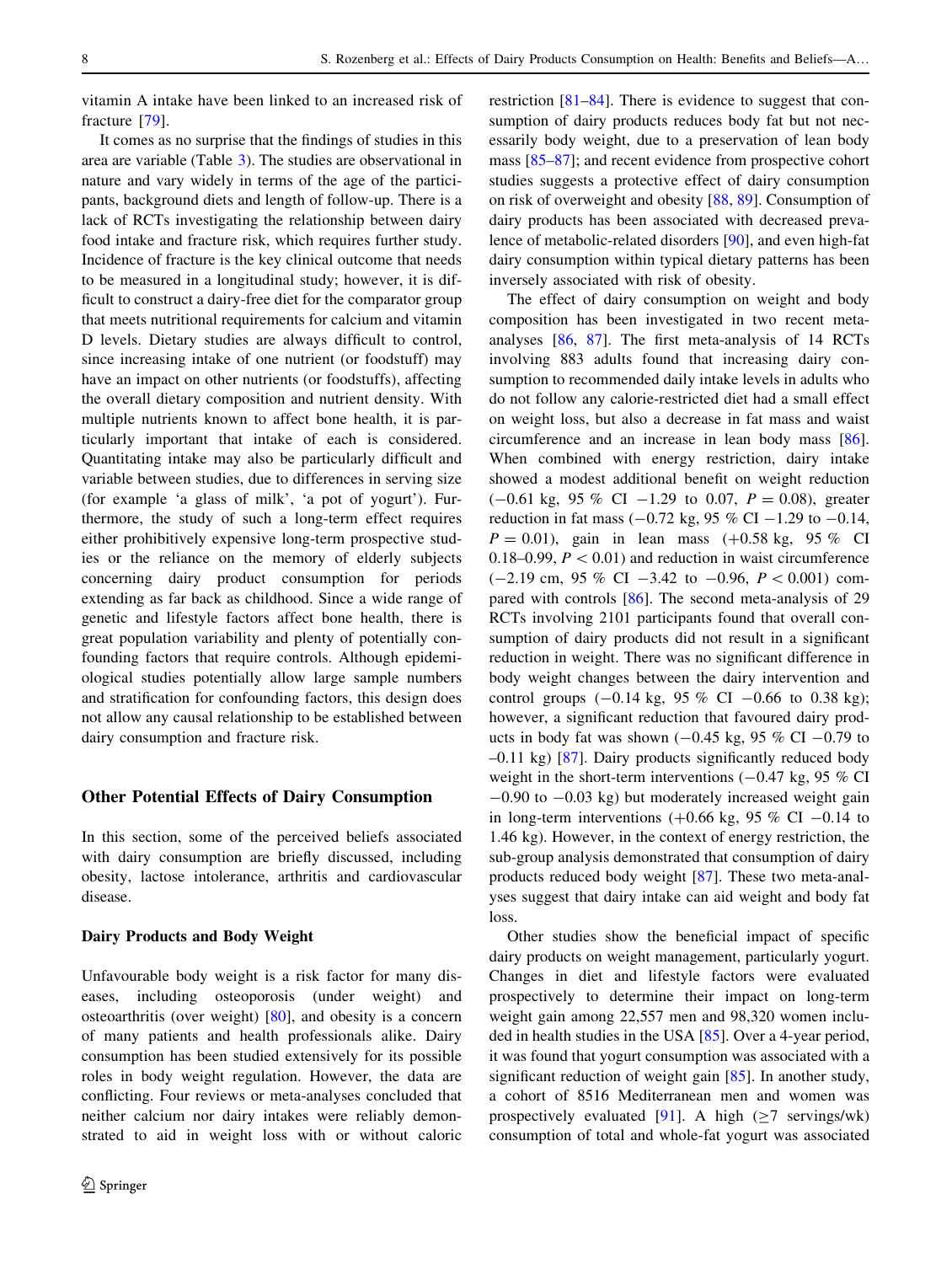vitamin A intake have been linked to an increased risk of fracture [79].

It comes as no surprise that the findings of studies in this area are variable (Table 3). The studies are observational in nature and vary widely in terms of the age of the participants, background diets and length of follow-up. There is a lack of RCTs investigating the relationship between dairy food intake and fracture risk, which requires further study. Incidence of fracture is the key clinical outcome that needs to be measured in a longitudinal study; however, it is difficult to construct a dairy-free diet for the comparator group that meets nutritional requirements for calcium and vitamin D levels. Dietary studies are always difficult to control, since increasing intake of one nutrient (or foodstuff) may have an impact on other nutrients (or foodstuffs), affecting the overall dietary composition and nutrient density. With multiple nutrients known to affect bone health, it is particularly important that intake of each is considered. Quantitating intake may also be particularly difficult and variable between studies, due to differences in serving size (for example 'a glass of milk', 'a pot of yogurt'). Furthermore, the study of such a long-term effect requires either prohibitively expensive long-term prospective studies or the reliance on the memory of elderly subjects concerning dairy product consumption for periods extending as far back as childhood. Since a wide range of genetic and lifestyle factors affect bone health, there is great population variability and plenty of potentially confounding factors that require controls. Although epidemiological studies potentially allow large sample numbers and stratification for confounding factors, this design does not allow any causal relationship to be established between dairy consumption and fracture risk.

## Other Potential Effects of Dairy Consumption

In this section, some of the perceived beliefs associated with dairy consumption are briefly discussed, including obesity, lactose intolerance, arthritis and cardiovascular disease.

### Dairy Products and Body Weight

Unfavourable body weight is a risk factor for many diseases, including osteoporosis (under weight) and osteoarthritis (over weight) [80], and obesity is a concern of many patients and health professionals alike. Dairy consumption has been studied extensively for its possible roles in body weight regulation. However, the data are conflicting. Four reviews or meta-analyses concluded that neither calcium nor dairy intakes were reliably demonstrated to aid in weight loss with or without caloric restriction [81–84]. There is evidence to suggest that consumption of dairy products reduces body fat but not necessarily body weight, due to a preservation of lean body mass [85–87]; and recent evidence from prospective cohort studies suggests a protective effect of dairy consumption on risk of overweight and obesity [88, 89]. Consumption of dairy products has been associated with decreased prevalence of metabolic-related disorders [90], and even high-fat dairy consumption within typical dietary patterns has been inversely associated with risk of obesity.

The effect of dairy consumption on weight and body composition has been investigated in two recent meta-analyses [86, 87]. The first meta-analysis of 14 RCTs involving 883 adults found that increasing dairy consumption to recommended daily intake levels in adults who do not follow any calorie-restricted diet had a small effect on weight loss, but also a decrease in fat mass and waist circumference and an increase in lean body mass [86]. When combined with energy restriction, dairy intake showed a modest additional benefit on weight reduction ($-0.61$ kg, 95 % CI $-1.29$ to 0.07, $P = 0.08$), greater reduction in fat mass ($-0.72$ kg, 95 % CI $-1.29$ to $-0.14$, $P = 0.01$), gain in lean mass ($+0.58$ kg, 95 % CI 0.18–0.99, $P < 0.01$) and reduction in waist circumference ($-2.19$ cm, 95 % CI $-3.42$ to $-0.96$, $P < 0.001$) compared with controls [86]. The second meta-analysis of 29 RCTs involving 2101 participants found that overall consumption of dairy products did not result in a significant reduction in weight. There was no significant difference in body weight changes between the dairy intervention and control groups ($-0.14$ kg, 95 % CI $-0.66$ to 0.38 kg); however, a significant reduction that favoured dairy products in body fat was shown ($-0.45$ kg, 95 % CI $-0.79$ to $-0.11$ kg) [87]. Dairy products significantly reduced body weight in the short-term interventions ($-0.47$ kg, 95 % CI $-0.90$ to $-0.03$ kg) but moderately increased weight gain in long-term interventions ($+0.66$ kg, 95 % CI $-0.14$ to 1.46 kg). However, in the context of energy restriction, the sub-group analysis demonstrated that consumption of dairy products reduced body weight [87]. These two meta-analyses suggest that dairy intake can aid weight and body fat loss.

Other studies show the beneficial impact of specific dairy products on weight management, particularly yogurt. Changes in diet and lifestyle factors were evaluated prospectively to determine their impact on long-term weight gain among 22,557 men and 98,320 women included in health studies in the USA [85]. Over a 4-year period, it was found that yogurt consumption was associated with a significant reduction of weight gain [85]. In another study, a cohort of 8516 Mediterranean men and women was prospectively evaluated [91]. A high ($\geq$7 servings/wk) consumption of total and whole-fat yogurt was associated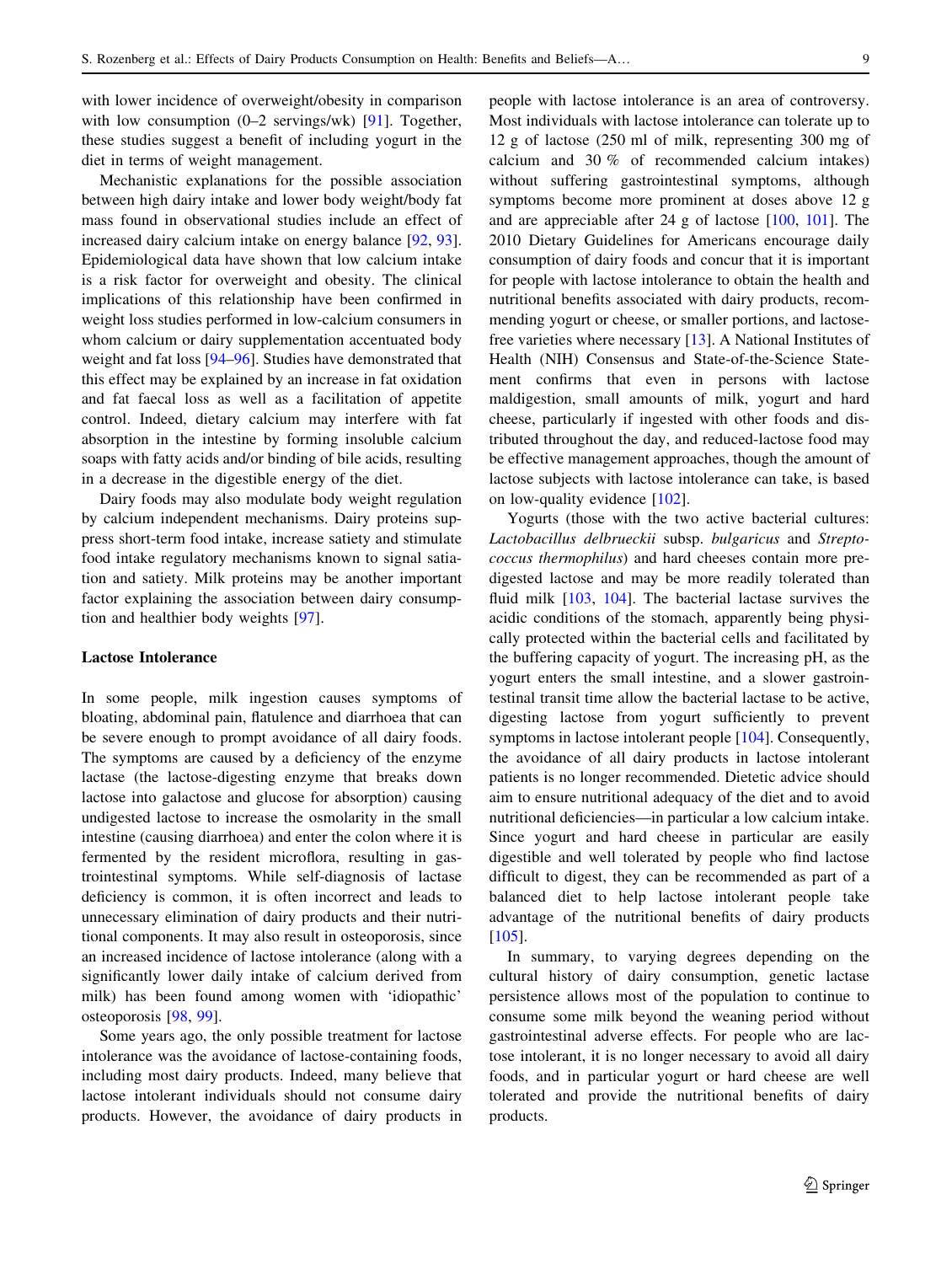with lower incidence of overweight/obesity in comparison with low consumption (0–2 servings/wk) [91]. Together, these studies suggest a benefit of including yogurt in the diet in terms of weight management.

Mechanistic explanations for the possible association between high dairy intake and lower body weight/body fat mass found in observational studies include an effect of increased dairy calcium intake on energy balance [92, 93]. Epidemiological data have shown that low calcium intake is a risk factor for overweight and obesity. The clinical implications of this relationship have been confirmed in weight loss studies performed in low-calcium consumers in whom calcium or dairy supplementation accentuated body weight and fat loss [94–96]. Studies have demonstrated that this effect may be explained by an increase in fat oxidation and fat faecal loss as well as a facilitation of appetite control. Indeed, dietary calcium may interfere with fat absorption in the intestine by forming insoluble calcium soaps with fatty acids and/or binding of bile acids, resulting in a decrease in the digestible energy of the diet.

Dairy foods may also modulate body weight regulation by calcium independent mechanisms. Dairy proteins suppress short-term food intake, increase satiety and stimulate food intake regulatory mechanisms known to signal satiation and satiety. Milk proteins may be another important factor explaining the association between dairy consumption and healthier body weights [97].

### Lactose Intolerance

In some people, milk ingestion causes symptoms of bloating, abdominal pain, flatulence and diarrhoea that can be severe enough to prompt avoidance of all dairy foods. The symptoms are caused by a deficiency of the enzyme lactase (the lactose-digesting enzyme that breaks down lactose into galactose and glucose for absorption) causing undigested lactose to increase the osmolarity in the small intestine (causing diarrhoea) and enter the colon where it is fermented by the resident microflora, resulting in gastrointestinal symptoms. While self-diagnosis of lactase deficiency is common, it is often incorrect and leads to unnecessary elimination of dairy products and their nutritional components. It may also result in osteoporosis, since an increased incidence of lactose intolerance (along with a significantly lower daily intake of calcium derived from milk) has been found among women with 'idiopathic' osteoporosis [98, 99].

Some years ago, the only possible treatment for lactose intolerance was the avoidance of lactose-containing foods, including most dairy products. Indeed, many believe that lactose intolerant individuals should not consume dairy products. However, the avoidance of dairy products in people with lactose intolerance is an area of controversy. Most individuals with lactose intolerance can tolerate up to 12 g of lactose (250 ml of milk, representing 300 mg of calcium and 30 % of recommended calcium intakes) without suffering gastrointestinal symptoms, although symptoms become more prominent at doses above 12 g and are appreciable after 24 g of lactose [100, 101]. The 2010 Dietary Guidelines for Americans encourage daily consumption of dairy foods and concur that it is important for people with lactose intolerance to obtain the health and nutritional benefits associated with dairy products, recommending yogurt or cheese, or smaller portions, and lactose-free varieties where necessary [13]. A National Institutes of Health (NIH) Consensus and State-of-the-Science Statement confirms that even in persons with lactose maldigestion, small amounts of milk, yogurt and hard cheese, particularly if ingested with other foods and distributed throughout the day, and reduced-lactose food may be effective management approaches, though the amount of lactose subjects with lactose intolerance can take, is based on low-quality evidence [102].

Yogurts (those with the two active bacterial cultures: *Lactobacillus delbrueckii* subsp. *bulgaricus* and *Streptococcus thermophilus*) and hard cheeses contain more predigested lactose and may be more readily tolerated than fluid milk [103, 104]. The bacterial lactase survives the acidic conditions of the stomach, apparently being physically protected within the bacterial cells and facilitated by the buffering capacity of yogurt. The increasing pH, as the yogurt enters the small intestine, and a slower gastrointestinal transit time allow the bacterial lactase to be active, digesting lactose from yogurt sufficiently to prevent symptoms in lactose intolerant people [104]. Consequently, the avoidance of all dairy products in lactose intolerant patients is no longer recommended. Dietetic advice should aim to ensure nutritional adequacy of the diet and to avoid nutritional deficiencies—in particular a low calcium intake. Since yogurt and hard cheese in particular are easily digestible and well tolerated by people who find lactose difficult to digest, they can be recommended as part of a balanced diet to help lactose intolerant people take advantage of the nutritional benefits of dairy products [105].

In summary, to varying degrees depending on the cultural history of dairy consumption, genetic lactase persistence allows most of the population to continue to consume some milk beyond the weaning period without gastrointestinal adverse effects. For people who are lactose intolerant, it is no longer necessary to avoid all dairy foods, and in particular yogurt or hard cheese are well tolerated and provide the nutritional benefits of dairy products.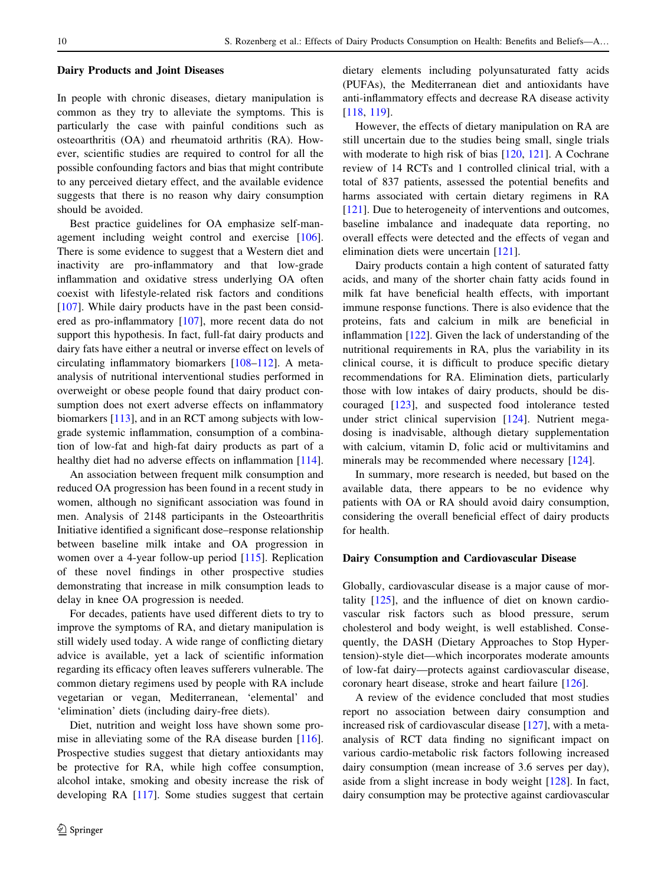### Dairy Products and Joint Diseases

In people with chronic diseases, dietary manipulation is common as they try to alleviate the symptoms. This is particularly the case with painful conditions such as osteoarthritis (OA) and rheumatoid arthritis (RA). However, scientific studies are required to control for all the possible confounding factors and bias that might contribute to any perceived dietary effect, and the available evidence suggests that there is no reason why dairy consumption should be avoided.

Best practice guidelines for OA emphasize self-management including weight control and exercise [106]. There is some evidence to suggest that a Western diet and inactivity are pro-inflammatory and that low-grade inflammation and oxidative stress underlying OA often coexist with lifestyle-related risk factors and conditions [107]. While dairy products have in the past been considered as pro-inflammatory [107], more recent data do not support this hypothesis. In fact, full-fat dairy products and dairy fats have either a neutral or inverse effect on levels of circulating inflammatory biomarkers [108–112]. A meta-analysis of nutritional interventional studies performed in overweight or obese people found that dairy product consumption does not exert adverse effects on inflammatory biomarkers [113], and in an RCT among subjects with low-grade systemic inflammation, consumption of a combination of low-fat and high-fat dairy products as part of a healthy diet had no adverse effects on inflammation [114].

An association between frequent milk consumption and reduced OA progression has been found in a recent study in women, although no significant association was found in men. Analysis of 2148 participants in the Osteoarthritis Initiative identified a significant dose–response relationship between baseline milk intake and OA progression in women over a 4-year follow-up period [115]. Replication of these novel findings in other prospective studies demonstrating that increase in milk consumption leads to delay in knee OA progression is needed.

For decades, patients have used different diets to try to improve the symptoms of RA, and dietary manipulation is still widely used today. A wide range of conflicting dietary advice is available, yet a lack of scientific information regarding its efficacy often leaves sufferers vulnerable. The common dietary regimens used by people with RA include vegetarian or vegan, Mediterranean, 'elemental' and 'elimination' diets (including dairy-free diets).

Diet, nutrition and weight loss have shown some promise in alleviating some of the RA disease burden [116]. Prospective studies suggest that dietary antioxidants may be protective for RA, while high coffee consumption, alcohol intake, smoking and obesity increase the risk of developing RA [117]. Some studies suggest that certain dietary elements including polyunsaturated fatty acids (PUFAs), the Mediterranean diet and antioxidants have anti-inflammatory effects and decrease RA disease activity [118, 119].

However, the effects of dietary manipulation on RA are still uncertain due to the studies being small, single trials with moderate to high risk of bias [120, 121]. A Cochrane review of 14 RCTs and 1 controlled clinical trial, with a total of 837 patients, assessed the potential benefits and harms associated with certain dietary regimens in RA [121]. Due to heterogeneity of interventions and outcomes, baseline imbalance and inadequate data reporting, no overall effects were detected and the effects of vegan and elimination diets were uncertain [121].

Dairy products contain a high content of saturated fatty acids, and many of the shorter chain fatty acids found in milk fat have beneficial health effects, with important immune response functions. There is also evidence that the proteins, fats and calcium in milk are beneficial in inflammation [122]. Given the lack of understanding of the nutritional requirements in RA, plus the variability in its clinical course, it is difficult to produce specific dietary recommendations for RA. Elimination diets, particularly those with low intakes of dairy products, should be discouraged [123], and suspected food intolerance tested under strict clinical supervision [124]. Nutrient megadosing is inadvisable, although dietary supplementation with calcium, vitamin D, folic acid or multivitamins and minerals may be recommended where necessary [124].

In summary, more research is needed, but based on the available data, there appears to be no evidence why patients with OA or RA should avoid dairy consumption, considering the overall beneficial effect of dairy products for health.

### Dairy Consumption and Cardiovascular Disease

Globally, cardiovascular disease is a major cause of mortality [125], and the influence of diet on known cardiovascular risk factors such as blood pressure, serum cholesterol and body weight, is well established. Consequently, the DASH (Dietary Approaches to Stop Hypertension)-style diet—which incorporates moderate amounts of low-fat dairy—protects against cardiovascular disease, coronary heart disease, stroke and heart failure [126].

A review of the evidence concluded that most studies report no association between dairy consumption and increased risk of cardiovascular disease [127], with a meta-analysis of RCT data finding no significant impact on various cardio-metabolic risk factors following increased dairy consumption (mean increase of 3.6 serves per day), aside from a slight increase in body weight [128]. In fact, dairy consumption may be protective against cardiovascular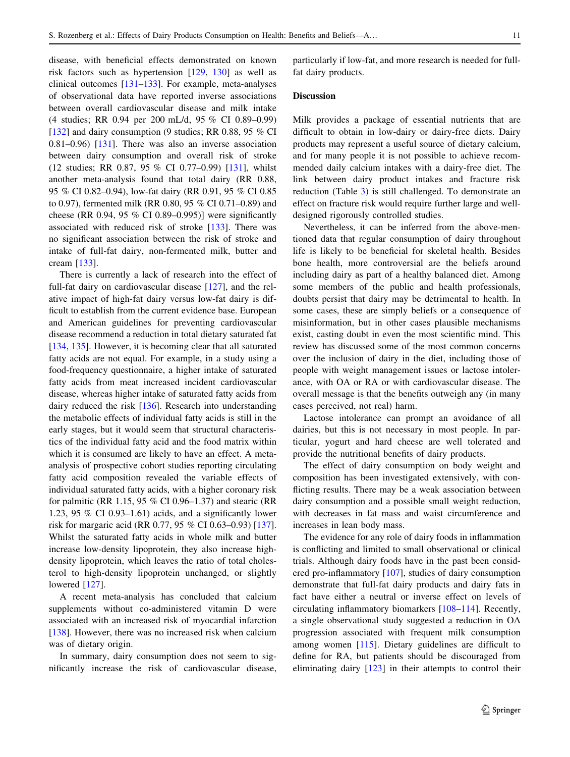disease, with beneficial effects demonstrated on known risk factors such as hypertension [129, 130] as well as clinical outcomes [131–133]. For example, meta-analyses of observational data have reported inverse associations between overall cardiovascular disease and milk intake (4 studies; RR 0.94 per 200 mL/d, 95 % CI 0.89–0.99) [132] and dairy consumption (9 studies; RR 0.88, 95 % CI 0.81–0.96) [131]. There was also an inverse association between dairy consumption and overall risk of stroke (12 studies; RR 0.87, 95 % CI 0.77–0.99) [131], whilst another meta-analysis found that total dairy (RR 0.88, 95 % CI 0.82–0.94), low-fat dairy (RR 0.91, 95 % CI 0.85 to 0.97), fermented milk (RR 0.80, 95 % CI 0.71–0.89) and cheese (RR 0.94, 95 % CI 0.89–0.995)] were significantly associated with reduced risk of stroke [133]. There was no significant association between the risk of stroke and intake of full-fat dairy, non-fermented milk, butter and cream [133].

There is currently a lack of research into the effect of full-fat dairy on cardiovascular disease [127], and the relative impact of high-fat dairy versus low-fat dairy is difficult to establish from the current evidence base. European and American guidelines for preventing cardiovascular disease recommend a reduction in total dietary saturated fat [134, 135]. However, it is becoming clear that all saturated fatty acids are not equal. For example, in a study using a food-frequency questionnaire, a higher intake of saturated fatty acids from meat increased incident cardiovascular disease, whereas higher intake of saturated fatty acids from dairy reduced the risk [136]. Research into understanding the metabolic effects of individual fatty acids is still in the early stages, but it would seem that structural characteristics of the individual fatty acid and the food matrix within which it is consumed are likely to have an effect. A meta-analysis of prospective cohort studies reporting circulating fatty acid composition revealed the variable effects of individual saturated fatty acids, with a higher coronary risk for palmitic (RR 1.15, 95 % CI 0.96–1.37) and stearic (RR 1.23, 95 % CI 0.93–1.61) acids, and a significantly lower risk for margaric acid (RR 0.77, 95 % CI 0.63–0.93) [137]. Whilst the saturated fatty acids in whole milk and butter increase low-density lipoprotein, they also increase high-density lipoprotein, which leaves the ratio of total cholesterol to high-density lipoprotein unchanged, or slightly lowered [127].

A recent meta-analysis has concluded that calcium supplements without co-administered vitamin D were associated with an increased risk of myocardial infarction [138]. However, there was no increased risk when calcium was of dietary origin.

In summary, dairy consumption does not seem to significantly increase the risk of cardiovascular disease, particularly if low-fat, and more research is needed for full-fat dairy products.

## Discussion

Milk provides a package of essential nutrients that are difficult to obtain in low-dairy or dairy-free diets. Dairy products may represent a useful source of dietary calcium, and for many people it is not possible to achieve recommended daily calcium intakes with a dairy-free diet. The link between dairy product intakes and fracture risk reduction (Table 3) is still challenged. To demonstrate an effect on fracture risk would require further large and well-designed rigorously controlled studies.

Nevertheless, it can be inferred from the above-mentioned data that regular consumption of dairy throughout life is likely to be beneficial for skeletal health. Besides bone health, more controversial are the beliefs around including dairy as part of a healthy balanced diet. Among some members of the public and health professionals, doubts persist that dairy may be detrimental to health. In some cases, these are simply beliefs or a consequence of misinformation, but in other cases plausible mechanisms exist, casting doubt in even the most scientific mind. This review has discussed some of the most common concerns over the inclusion of dairy in the diet, including those of people with weight management issues or lactose intolerance, with OA or RA or with cardiovascular disease. The overall message is that the benefits outweigh any (in many cases perceived, not real) harm.

Lactose intolerance can prompt an avoidance of all dairies, but this is not necessary in most people. In particular, yogurt and hard cheese are well tolerated and provide the nutritional benefits of dairy products.

The effect of dairy consumption on body weight and composition has been investigated extensively, with conflicting results. There may be a weak association between dairy consumption and a possible small weight reduction, with decreases in fat mass and waist circumference and increases in lean body mass.

The evidence for any role of dairy foods in inflammation is conflicting and limited to small observational or clinical trials. Although dairy foods have in the past been considered pro-inflammatory [107], studies of dairy consumption demonstrate that full-fat dairy products and dairy fats in fact have either a neutral or inverse effect on levels of circulating inflammatory biomarkers [108–114]. Recently, a single observational study suggested a reduction in OA progression associated with frequent milk consumption among women [115]. Dietary guidelines are difficult to define for RA, but patients should be discouraged from eliminating dairy [123] in their attempts to control their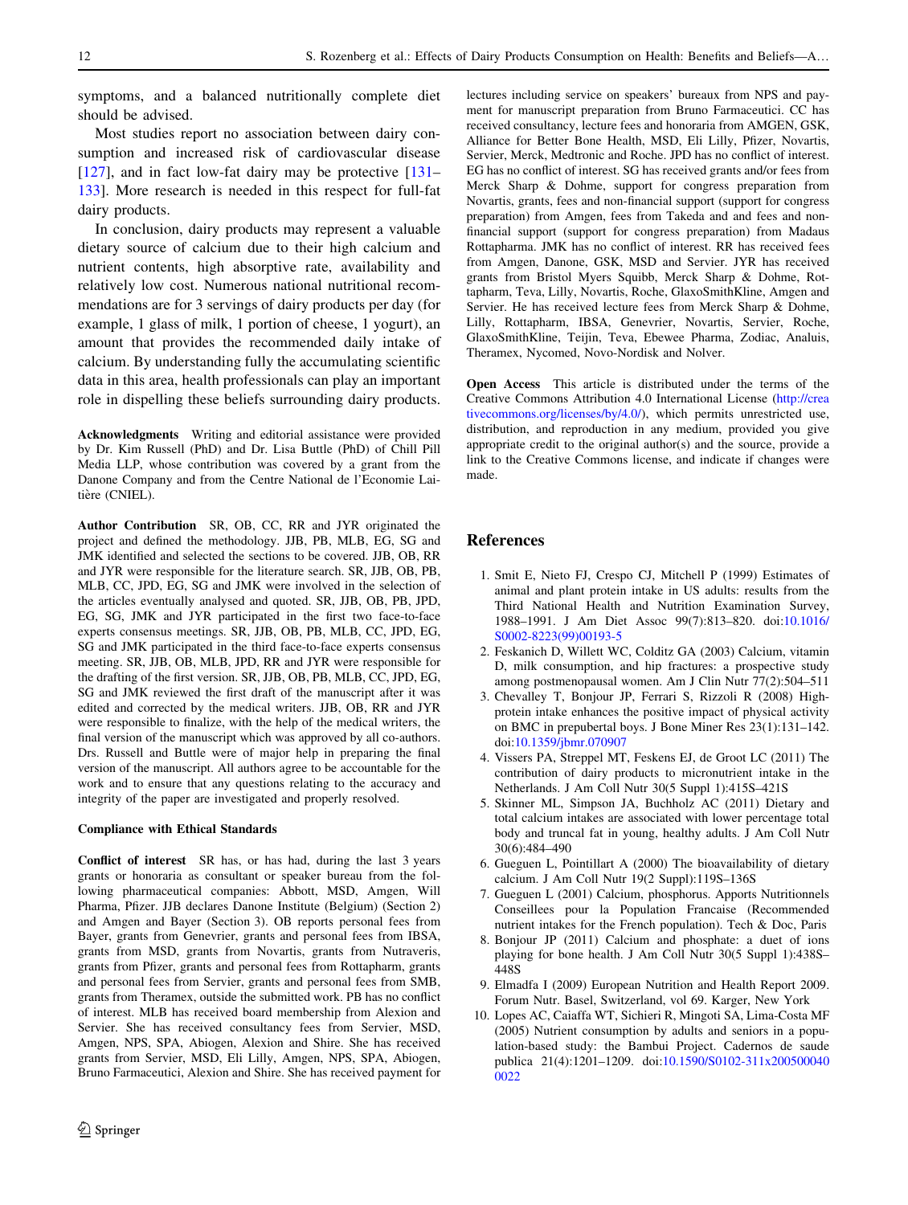symptoms, and a balanced nutritionally complete diet should be advised.

Most studies report no association between dairy consumption and increased risk of cardiovascular disease [127], and in fact low-fat dairy may be protective [131–133]. More research is needed in this respect for full-fat dairy products.

In conclusion, dairy products may represent a valuable dietary source of calcium due to their high calcium and nutrient contents, high absorptive rate, availability and relatively low cost. Numerous national nutritional recommendations are for 3 servings of dairy products per day (for example, 1 glass of milk, 1 portion of cheese, 1 yogurt), an amount that provides the recommended daily intake of calcium. By understanding fully the accumulating scientific data in this area, health professionals can play an important role in dispelling these beliefs surrounding dairy products.

**Acknowledgments** Writing and editorial assistance were provided by Dr. Kim Russell (PhD) and Dr. Lisa Buttle (PhD) of Chill Pill Media LLP, whose contribution was covered by a grant from the Danone Company and from the Centre National de l'Economie Laitière (CNIEL).

**Author Contribution** SR, OB, CC, RR and JYR originated the project and defined the methodology. JJB, PB, MLB, EG, SG and JMK identified and selected the sections to be covered. JJB, OB, RR and JYR were responsible for the literature search. SR, JJB, OB, PB, MLB, CC, JPD, EG, SG and JMK were involved in the selection of the articles eventually analysed and quoted. SR, JJB, OB, PB, JPD, EG, SG, JMK and JYR participated in the first two face-to-face experts consensus meetings. SR, JJB, OB, PB, MLB, CC, JPD, EG, SG and JMK participated in the third face-to-face experts consensus meeting. SR, JJB, OB, MLB, JPD, RR and JYR were responsible for the drafting of the first version. SR, JJB, OB, PB, MLB, CC, JPD, EG, SG and JMK reviewed the first draft of the manuscript after it was edited and corrected by the medical writers. JJB, OB, RR and JYR were responsible to finalize, with the help of the medical writers, the final version of the manuscript which was approved by all co-authors. Drs. Russell and Buttle were of major help in preparing the final version of the manuscript. All authors agree to be accountable for the work and to ensure that any questions relating to the accuracy and integrity of the paper are investigated and properly resolved.

**Compliance with Ethical Standards**

**Conflict of interest** SR has, or has had, during the last 3 years grants or honoraria as consultant or speaker bureau from the following pharmaceutical companies: Abbott, MSD, Amgen, Will Pharma, Pfizer. JJB declares Danone Institute (Belgium) (Section 2) and Amgen and Bayer (Section 3). OB reports personal fees from Bayer, grants from Genevrier, grants and personal fees from IBSA, grants from MSD, grants from Novartis, grants from Nutraveris, grants from Pfizer, grants and personal fees from Rottapharm, grants and personal fees from Servier, grants and personal fees from SMB, grants from Theramex, outside the submitted work. PB has no conflict of interest. MLB has received board membership from Alexion and Servier. She has received consultancy fees from Servier, MSD, Amgen, NPS, SPA, Abiogen, Alexion and Shire. She has received grants from Servier, MSD, Eli Lilly, Amgen, NPS, SPA, Abiogen, Bruno Farmaceutici, Alexion and Shire. She has received payment for lectures including service on speakers' bureaux from NPS and payment for manuscript preparation from Bruno Farmaceutici. CC has received consultancy, lecture fees and honoraria from AMGEN, GSK, Alliance for Better Bone Health, MSD, Eli Lilly, Pfizer, Novartis, Servier, Merck, Medtronic and Roche. JPD has no conflict of interest. EG has no conflict of interest. SG has received grants and/or fees from Merck Sharp & Dohme, support for congress preparation from Novartis, grants, fees and non-financial support (support for congress preparation) from Amgen, fees from Takeda and and fees and non-financial support (support for congress preparation) from Madaus Rottapharma. JMK has no conflict of interest. RR has received fees from Amgen, Danone, GSK, MSD and Servier. JYR has received grants from Bristol Myers Squibb, Merck Sharp & Dohme, Rottapharm, Teva, Lilly, Novartis, Roche, GlaxoSmithKline, Amgen and Servier. He has received lecture fees from Merck Sharp & Dohme, Lilly, Rottapharm, IBSA, Genevrier, Novartis, Servier, Roche, GlaxoSmithKline, Teijin, Teva, Ebewee Pharma, Zodiac, Analuis, Theramex, Nycomed, Novo-Nordisk and Nolver.

**Open Access** This article is distributed under the terms of the Creative Commons Attribution 4.0 International License (http://creativecommons.org/licenses/by/4.0/), which permits unrestricted use, distribution, and reproduction in any medium, provided you give appropriate credit to the original author(s) and the source, provide a link to the Creative Commons license, and indicate if changes were made.

## References

1. Smit E, Nieto FJ, Crespo CJ, Mitchell P (1999) Estimates of animal and plant protein intake in US adults: results from the Third National Health and Nutrition Examination Survey, 1988–1991. J Am Diet Assoc 99(7):813–820. doi:10.1016/S0002-8223(99)00193-5
2. Feskanich D, Willett WC, Colditz GA (2003) Calcium, vitamin D, milk consumption, and hip fractures: a prospective study among postmenopausal women. Am J Clin Nutr 77(2):504–511
3. Chevalley T, Bonjour JP, Ferrari S, Rizzoli R (2008) High-protein intake enhances the positive impact of physical activity on BMC in prepubertal boys. J Bone Miner Res 23(1):131–142. doi:10.1359/jbmr.070907
4. Vissers PA, Streppel MT, Feskens EJ, de Groot LC (2011) The contribution of dairy products to micronutrient intake in the Netherlands. J Am Coll Nutr 30(5 Suppl 1):415S–421S
5. Skinner ML, Simpson JA, Buchholz AC (2011) Dietary and total calcium intakes are associated with lower percentage total body and truncal fat in young, healthy adults. J Am Coll Nutr 30(6):484–490
6. Gueguen L, Pointillart A (2000) The bioavailability of dietary calcium. J Am Coll Nutr 19(2 Suppl):119S–136S
7. Gueguen L (2001) Calcium, phosphorus. Apports Nutritionnels Conseillees pour la Population Francaise (Recommended nutrient intakes for the French population). Tech & Doc, Paris
8. Bonjour JP (2011) Calcium and phosphate: a duet of ions playing for bone health. J Am Coll Nutr 30(5 Suppl 1):438S–448S
9. Elmadfa I (2009) European Nutrition and Health Report 2009. Forum Nutr. Basel, Switzerland, vol 69. Karger, New York
10. Lopes AC, Caiaffa WT, Sichieri R, Mingoti SA, Lima-Costa MF (2005) Nutrient consumption by adults and seniors in a population-based study: the Bambui Project. Cadernos de saude publica 21(4):1201–1209. doi:10.1590/S0102-311x2005000400022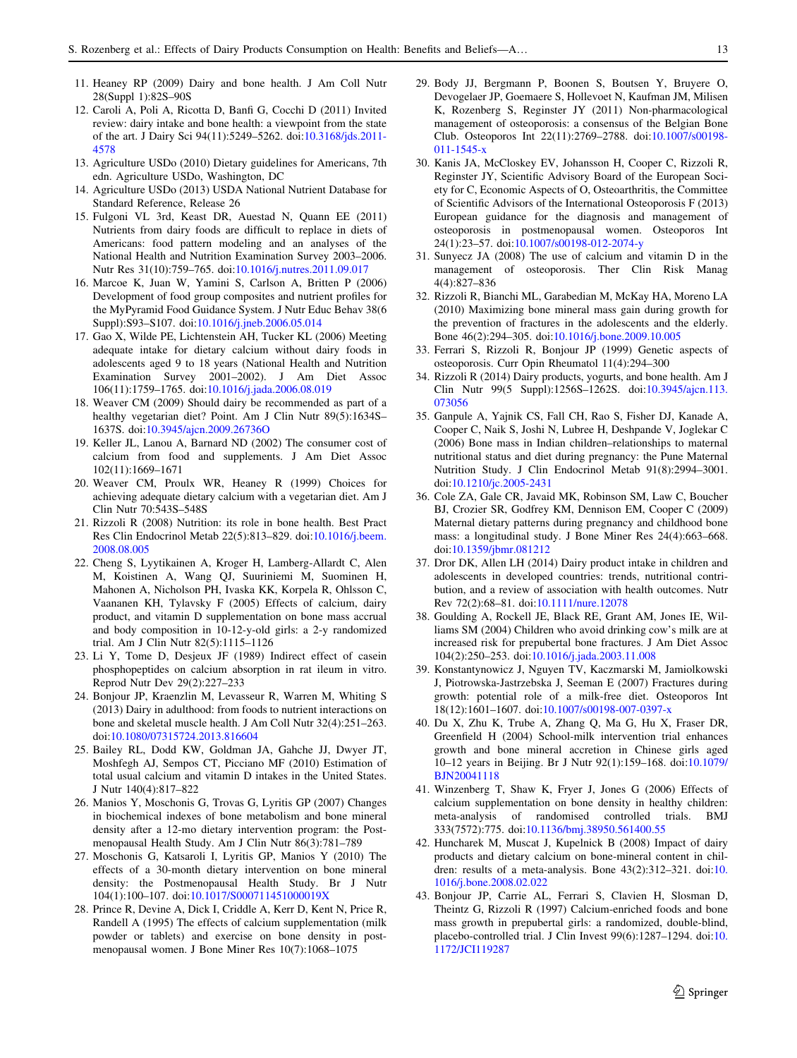11. Heaney RP (2009) Dairy and bone health. J Am Coll Nutr 28(Suppl 1):82S–90S
12. Caroli A, Poli A, Ricotta D, Banfi G, Cocchi D (2011) Invited review: dairy intake and bone health: a viewpoint from the state of the art. J Dairy Sci 94(11):5249–5262. doi:10.3168/jds.2011-4578
13. Agriculture USDo (2010) Dietary guidelines for Americans, 7th edn. Agriculture USDo, Washington, DC
14. Agriculture USDo (2013) USDA National Nutrient Database for Standard Reference, Release 26
15. Fulgoni VL 3rd, Keast DR, Auestad N, Quann EE (2011) Nutrients from dairy foods are difficult to replace in diets of Americans: food pattern modeling and an analyses of the National Health and Nutrition Examination Survey 2003–2006. Nutr Res 31(10):759–765. doi:10.1016/j.nutres.2011.09.017
16. Marcoe K, Juan W, Yamini S, Carlson A, Britten P (2006) Development of food group composites and nutrient profiles for the MyPyramid Food Guidance System. J Nutr Educ Behav 38(6 Suppl):S93–S107. doi:10.1016/j.jneb.2006.05.014
17. Gao X, Wilde PE, Lichtenstein AH, Tucker KL (2006) Meeting adequate intake for dietary calcium without dairy foods in adolescents aged 9 to 18 years (National Health and Nutrition Examination Survey 2001–2002). J Am Diet Assoc 106(11):1759–1765. doi:10.1016/j.jada.2006.08.019
18. Weaver CM (2009) Should dairy be recommended as part of a healthy vegetarian diet? Point. Am J Clin Nutr 89(5):1634S–1637S. doi:10.3945/ajcn.2009.26736O
19. Keller JL, Lanou A, Barnard ND (2002) The consumer cost of calcium from food and supplements. J Am Diet Assoc 102(11):1669–1671
20. Weaver CM, Proulx WR, Heaney R (1999) Choices for achieving adequate dietary calcium with a vegetarian diet. Am J Clin Nutr 70:543S–548S
21. Rizzoli R (2008) Nutrition: its role in bone health. Best Pract Res Clin Endocrinol Metab 22(5):813–829. doi:10.1016/j.beem.2008.08.005
22. Cheng S, Lyytikainen A, Kroger H, Lamberg-Allardt C, Alen M, Koistinen A, Wang QJ, Suuriniemi M, Suominen H, Mahonen A, Nicholson PH, Ivaska KK, Korpela R, Ohlsson C, Vaananen KH, Tylavsky F (2005) Effects of calcium, dairy product, and vitamin D supplementation on bone mass accrual and body composition in 10-12-y-old girls: a 2-y randomized trial. Am J Clin Nutr 82(5):1115–1126
23. Li Y, Tome D, Desjeux JF (1989) Indirect effect of casein phosphopeptides on calcium absorption in rat ileum in vitro. Reprod Nutr Dev 29(2):227–233
24. Bonjour JP, Kraenzlin M, Levasseur R, Warren M, Whiting S (2013) Dairy in adulthood: from foods to nutrient interactions on bone and skeletal muscle health. J Am Coll Nutr 32(4):251–263. doi:10.1080/07315724.2013.816604
25. Bailey RL, Dodd KW, Goldman JA, Gahche JJ, Dwyer JT, Moshfegh AJ, Sempos CT, Picciano MF (2010) Estimation of total usual calcium and vitamin D intakes in the United States. J Nutr 140(4):817–822
26. Manios Y, Moschonis G, Trovas G, Lyritis GP (2007) Changes in biochemical indexes of bone metabolism and bone mineral density after a 12-mo dietary intervention program: the Postmenopausal Health Study. Am J Clin Nutr 86(3):781–789
27. Moschonis G, Katsaroli I, Lyritis GP, Manios Y (2010) The effects of a 30-month dietary intervention on bone mineral density: the Postmenopausal Health Study. Br J Nutr 104(1):100–107. doi:10.1017/S000711451000019X
28. Prince R, Devine A, Dick I, Criddle A, Kerr D, Kent N, Price R, Randell A (1995) The effects of calcium supplementation (milk powder or tablets) and exercise on bone density in postmenopausal women. J Bone Miner Res 10(7):1068–1075
29. Body JJ, Bergmann P, Boonen S, Boutsen Y, Bruyere O, Devogelaer JP, Goemaere S, Hollevoet N, Kaufman JM, Milisen K, Rozenberg S, Reginster JY (2011) Non-pharmacological management of osteoporosis: a consensus of the Belgian Bone Club. Osteoporos Int 22(11):2769–2788. doi:10.1007/s00198-011-1545-x
30. Kanis JA, McCloskey EV, Johansson H, Cooper C, Rizzoli R, Reginster JY, Scientific Advisory Board of the European Society for C, Economic Aspects of O, Osteoarthritis, the Committee of Scientific Advisors of the International Osteoporosis F (2013) European guidance for the diagnosis and management of osteoporosis in postmenopausal women. Osteoporos Int 24(1):23–57. doi:10.1007/s00198-012-2074-y
31. Sunyecz JA (2008) The use of calcium and vitamin D in the management of osteoporosis. Ther Clin Risk Manag 4(4):827–836
32. Rizzoli R, Bianchi ML, Garabedian M, McKay HA, Moreno LA (2010) Maximizing bone mineral mass gain during growth for the prevention of fractures in the adolescents and the elderly. Bone 46(2):294–305. doi:10.1016/j.bone.2009.10.005
33. Ferrari S, Rizzoli R, Bonjour JP (1999) Genetic aspects of osteoporosis. Curr Opin Rheumatol 11(4):294–300
34. Rizzoli R (2014) Dairy products, yogurts, and bone health. Am J Clin Nutr 99(5 Suppl):1256S–1262S. doi:10.3945/ajcn.113.073056
35. Ganpule A, Yajnik CS, Fall CH, Rao S, Fisher DJ, Kanade A, Cooper C, Naik S, Joshi N, Lubree H, Deshpande V, Joglekar C (2006) Bone mass in Indian children–relationships to maternal nutritional status and diet during pregnancy: the Pune Maternal Nutrition Study. J Clin Endocrinol Metab 91(8):2994–3001. doi:10.1210/jc.2005-2431
36. Cole ZA, Gale CR, Javaid MK, Robinson SM, Law C, Boucher BJ, Crozier SR, Godfrey KM, Dennison EM, Cooper C (2009) Maternal dietary patterns during pregnancy and childhood bone mass: a longitudinal study. J Bone Miner Res 24(4):663–668. doi:10.1359/jbmr.081212
37. Dror DK, Allen LH (2014) Dairy product intake in children and adolescents in developed countries: trends, nutritional contribution, and a review of association with health outcomes. Nutr Rev 72(2):68–81. doi:10.1111/nure.12078
38. Goulding A, Rockell JE, Black RE, Grant AM, Jones IE, Williams SM (2004) Children who avoid drinking cow's milk are at increased risk for prepubertal bone fractures. J Am Diet Assoc 104(2):250–253. doi:10.1016/j.jada.2003.11.008
39. Konstantynowicz J, Nguyen TV, Kaczmarski M, Jamiolkowski J, Piotrowska-Jastrzebska J, Seeman E (2007) Fractures during growth: potential role of a milk-free diet. Osteoporos Int 18(12):1601–1607. doi:10.1007/s00198-007-0397-x
40. Du X, Zhu K, Trube A, Zhang Q, Ma G, Hu X, Fraser DR, Greenfield H (2004) School-milk intervention trial enhances growth and bone mineral accretion in Chinese girls aged 10–12 years in Beijing. Br J Nutr 92(1):159–168. doi:10.1079/BJN20041118
41. Winzenberg T, Shaw K, Fryer J, Jones G (2006) Effects of calcium supplementation on bone density in healthy children: meta-analysis of randomised controlled trials. BMJ 333(7572):775. doi:10.1136/bmj.38950.561400.55
42. Huncharek M, Muscat J, Kupelnick B (2008) Impact of dairy products and dietary calcium on bone-mineral content in children: results of a meta-analysis. Bone 43(2):312–321. doi:10.1016/j.bone.2008.02.022
43. Bonjour JP, Carrie AL, Ferrari S, Clavien H, Slosman D, Theintz G, Rizzoli R (1997) Calcium-enriched foods and bone mass growth in prepubertal girls: a randomized, double-blind, placebo-controlled trial. J Clin Invest 99(6):1287–1294. doi:10.1172/JCI119287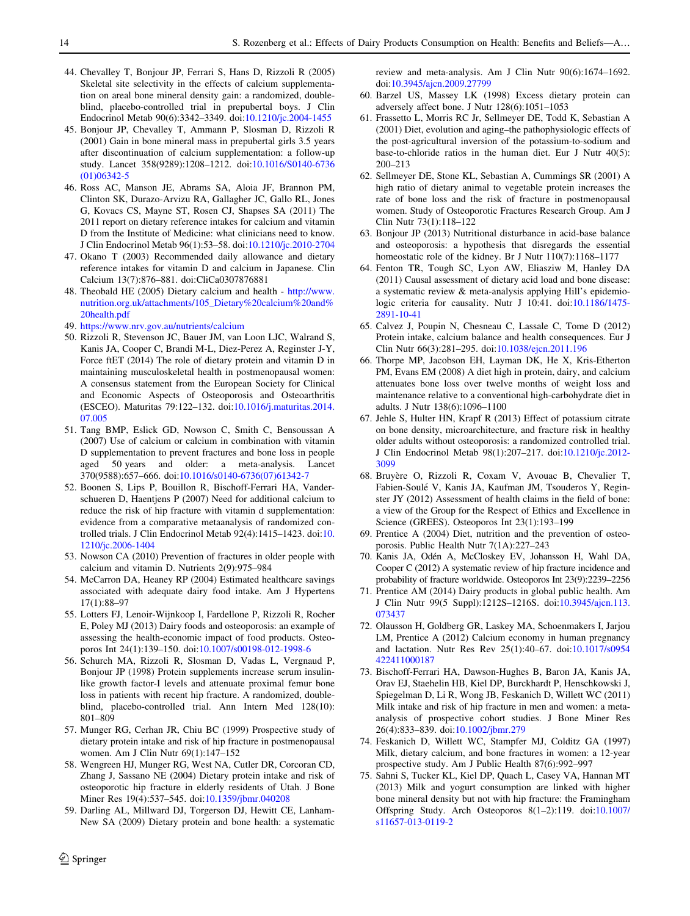44. Chevalley T, Bonjour JP, Ferrari S, Hans D, Rizzoli R (2005) Skeletal site selectivity in the effects of calcium supplementation on areal bone mineral density gain: a randomized, double-blind, placebo-controlled trial in prepubertal boys. J Clin Endocrinol Metab 90(6):3342–3349. doi:10.1210/jc.2004-1455
45. Bonjour JP, Chevalley T, Ammann P, Slosman D, Rizzoli R (2001) Gain in bone mineral mass in prepubertal girls 3.5 years after discontinuation of calcium supplementation: a follow-up study. Lancet 358(9289):1208–1212. doi:10.1016/S0140-6736(01)06342-5
46. Ross AC, Manson JE, Abrams SA, Aloia JF, Brannon PM, Clinton SK, Durazo-Arvizu RA, Gallagher JC, Gallo RL, Jones G, Kovacs CS, Mayne ST, Rosen CJ, Shapses SA (2011) The 2011 report on dietary reference intakes for calcium and vitamin D from the Institute of Medicine: what clinicians need to know. J Clin Endocrinol Metab 96(1):53–58. doi:10.1210/jc.2010-2704
47. Okano T (2003) Recommended daily allowance and dietary reference intakes for vitamin D and calcium in Japanese. Clin Calcium 13(7):876–881. doi:CliCa0307876881
48. Theobald HE (2005) Dietary calcium and health - http://www.nutrition.org.uk/attachments/105_Dietary%20calcium%20and%20health.pdf
49. https://www.nrv.gov.au/nutrients/calcium
50. Rizzoli R, Stevenson JC, Bauer JM, van Loon LJC, Walrand S, Kanis JA, Cooper C, Brandi M-L, Diez-Perez A, Reginster J-Y, Force ftET (2014) The role of dietary protein and vitamin D in maintaining musculoskeletal health in postmenopausal women: A consensus statement from the European Society for Clinical and Economic Aspects of Osteoporosis and Osteoarthritis (ESCEO). Maturitas 79:122–132. doi:10.1016/j.maturitas.2014.07.005
51. Tang BMP, Eslick GD, Nowson C, Smith C, Bensoussan A (2007) Use of calcium or calcium in combination with vitamin D supplementation to prevent fractures and bone loss in people aged 50 years and older: a meta-analysis. Lancet 370(9588):657–666. doi:10.1016/s0140-6736(07)61342-7
52. Boonen S, Lips P, Bouillon R, Bischoff-Ferrari HA, Vanderschueren D, Haentjens P (2007) Need for additional calcium to reduce the risk of hip fracture with vitamin d supplementation: evidence from a comparative metaanalysis of randomized controlled trials. J Clin Endocrinol Metab 92(4):1415–1423. doi:10.1210/jc.2006-1404
53. Nowson CA (2010) Prevention of fractures in older people with calcium and vitamin D. Nutrients 2(9):975–984
54. McCarron DA, Heaney RP (2004) Estimated healthcare savings associated with adequate dairy food intake. Am J Hypertens 17(1):88–97
55. Lotters FJ, Lenoir-Wijnkoop I, Fardellone P, Rizzoli R, Rocher E, Poley MJ (2013) Dairy foods and osteoporosis: an example of assessing the health-economic impact of food products. Osteoporos Int 24(1):139–150. doi:10.1007/s00198-012-1998-6
56. Schurch MA, Rizzoli R, Slosman D, Vadas L, Vergnaud P, Bonjour JP (1998) Protein supplements increase serum insulin-like growth factor-I levels and attenuate proximal femur bone loss in patients with recent hip fracture. A randomized, double-blind, placebo-controlled trial. Ann Intern Med 128(10):801–809
57. Munger RG, Cerhan JR, Chiu BC (1999) Prospective study of dietary protein intake and risk of hip fracture in postmenopausal women. Am J Clin Nutr 69(1):147–152
58. Wengreen HJ, Munger RG, West NA, Cutler DR, Corcoran CD, Zhang J, Sassano NE (2004) Dietary protein intake and risk of osteoporotic hip fracture in elderly residents of Utah. J Bone Miner Res 19(4):537–545. doi:10.1359/jbmr.040208
59. Darling AL, Millward DJ, Torgerson DJ, Hewitt CE, Lanham-New SA (2009) Dietary protein and bone health: a systematic review and meta-analysis. Am J Clin Nutr 90(6):1674–1692. doi:10.3945/ajcn.2009.27799
60. Barzel US, Massey LK (1998) Excess dietary protein can adversely affect bone. J Nutr 128(6):1051–1053
61. Frassetto L, Morris RC Jr, Sellmeyer DE, Todd K, Sebastian A (2001) Diet, evolution and aging–the pathophysiologic effects of the post-agricultural inversion of the potassium-to-sodium and base-to-chloride ratios in the human diet. Eur J Nutr 40(5):200–213
62. Sellmeyer DE, Stone KL, Sebastian A, Cummings SR (2001) A high ratio of dietary animal to vegetable protein increases the rate of bone loss and the risk of fracture in postmenopausal women. Study of Osteoporotic Fractures Research Group. Am J Clin Nutr 73(1):118–122
63. Bonjour JP (2013) Nutritional disturbance in acid-base balance and osteoporosis: a hypothesis that disregards the essential homeostatic role of the kidney. Br J Nutr 110(7):1168–1177
64. Fenton TR, Tough SC, Lyon AW, Eliasziw M, Hanley DA (2011) Causal assessment of dietary acid load and bone disease: a systematic review & meta-analysis applying Hill's epidemiologic criteria for causality. Nutr J 10:41. doi:10.1186/1475-2891-10-41
65. Calvez J, Poupin N, Chesneau C, Lassale C, Tome D (2012) Protein intake, calcium balance and health consequences. Eur J Clin Nutr 66(3):281–295. doi:10.1038/ejcn.2011.196
66. Thorpe MP, Jacobson EH, Layman DK, He X, Kris-Etherton PM, Evans EM (2008) A diet high in protein, dairy, and calcium attenuates bone loss over twelve months of weight loss and maintenance relative to a conventional high-carbohydrate diet in adults. J Nutr 138(6):1096–1100
67. Jehle S, Hulter HN, Krapf R (2013) Effect of potassium citrate on bone density, microarchitecture, and fracture risk in healthy older adults without osteoporosis: a randomized controlled trial. J Clin Endocrinol Metab 98(1):207–217. doi:10.1210/jc.2012-3099
68. Bruyère O, Rizzoli R, Coxam V, Avouac B, Chevalier T, Fabien-Soulé V, Kanis JA, Kaufman JM, Tsouderos Y, Reginster JY (2012) Assessment of health claims in the field of bone: a view of the Group for the Respect of Ethics and Excellence in Science (GREES). Osteoporos Int 23(1):193–199
69. Prentice A (2004) Diet, nutrition and the prevention of osteoporosis. Public Health Nutr 7(1A):227–243
70. Kanis JA, Odén A, McCloskey EV, Johansson H, Wahl DA, Cooper C (2012) A systematic review of hip fracture incidence and probability of fracture worldwide. Osteoporos Int 23(9):2239–2256
71. Prentice AM (2014) Dairy products in global public health. Am J Clin Nutr 99(5 Suppl):1212S–1216S. doi:10.3945/ajcn.113.073437
72. Olausson H, Goldberg GR, Laskey MA, Schoenmakers I, Jarjou LM, Prentice A (2012) Calcium economy in human pregnancy and lactation. Nutr Res Rev 25(1):40–67. doi:10.1017/s0954422411000187
73. Bischoff-Ferrari HA, Dawson-Hughes B, Baron JA, Kanis JA, Orav EJ, Staehelin HB, Kiel DP, Burckhardt P, Henschkowski J, Spiegelman D, Li R, Wong JB, Feskanich D, Willett WC (2011) Milk intake and risk of hip fracture in men and women: a meta-analysis of prospective cohort studies. J Bone Miner Res 26(4):833–839. doi:10.1002/jbmr.279
74. Feskanich D, Willett WC, Stampfer MJ, Colditz GA (1997) Milk, dietary calcium, and bone fractures in women: a 12-year prospective study. Am J Public Health 87(6):992–997
75. Sahni S, Tucker KL, Kiel DP, Quach L, Casey VA, Hannan MT (2013) Milk and yogurt consumption are linked with higher bone mineral density but not with hip fracture: the Framingham Offspring Study. Arch Osteoporos 8(1–2):119. doi:10.1007/s11657-013-0119-2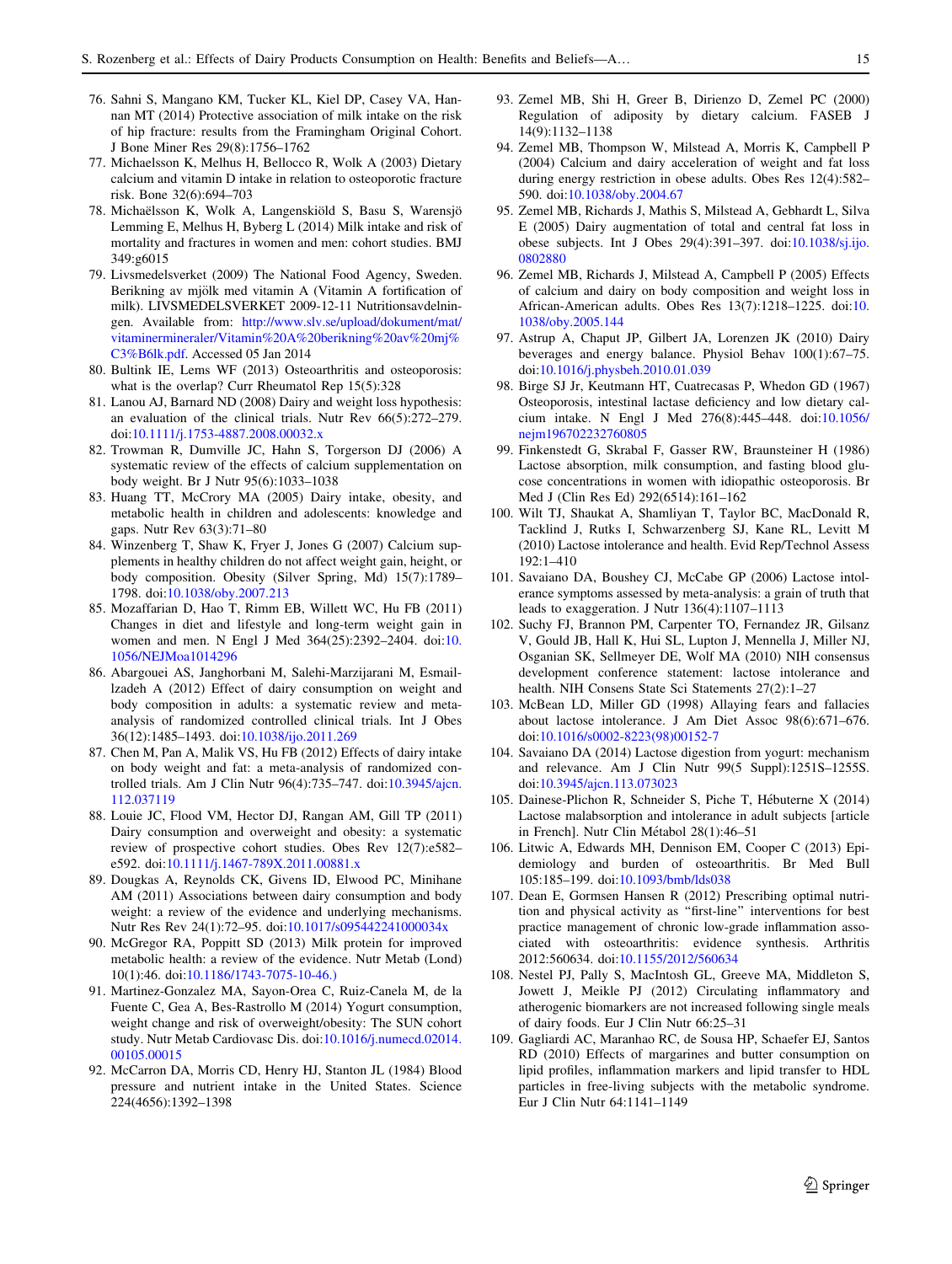76. Sahni S, Mangano KM, Tucker KL, Kiel DP, Casey VA, Hannan MT (2014) Protective association of milk intake on the risk of hip fracture: results from the Framingham Original Cohort. J Bone Miner Res 29(8):1756–1762
77. Michaelsson K, Melhus H, Bellocco R, Wolk A (2003) Dietary calcium and vitamin D intake in relation to osteoporotic fracture risk. Bone 32(6):694–703
78. Michaëlsson K, Wolk A, Langenskiöld S, Basu S, Warensjö Lemming E, Melhus H, Byberg L (2014) Milk intake and risk of mortality and fractures in women and men: cohort studies. BMJ 349:g6015
79. Livsmedelsverket (2009) The National Food Agency, Sweden. Berikning av mjölk med vitamin A (Vitamin A fortification of milk). LIVSMEDELSVERKET 2009-12-11 Nutritionsavdelningen. Available from: http://www.slv.se/upload/dokument/mat/vitaminermineraler/Vitamin%20A%20berikning%20av%20mj%C3%B6lk.pdf. Accessed 05 Jan 2014
80. Bultink IE, Lems WF (2013) Osteoarthritis and osteoporosis: what is the overlap? Curr Rheumatol Rep 15(5):328
81. Lanou AJ, Barnard ND (2008) Dairy and weight loss hypothesis: an evaluation of the clinical trials. Nutr Rev 66(5):272–279. doi:10.1111/j.1753-4887.2008.00032.x
82. Trowman R, Dumville JC, Hahn S, Torgerson DJ (2006) A systematic review of the effects of calcium supplementation on body weight. Br J Nutr 95(6):1033–1038
83. Huang TT, McCrory MA (2005) Dairy intake, obesity, and metabolic health in children and adolescents: knowledge and gaps. Nutr Rev 63(3):71–80
84. Winzenberg T, Shaw K, Fryer J, Jones G (2007) Calcium supplements in healthy children do not affect weight gain, height, or body composition. Obesity (Silver Spring, Md) 15(7):1789–1798. doi:10.1038/oby.2007.213
85. Mozaffarian D, Hao T, Rimm EB, Willett WC, Hu FB (2011) Changes in diet and lifestyle and long-term weight gain in women and men. N Engl J Med 364(25):2392–2404. doi:10.1056/NEJMoa1014296
86. Abargouei AS, Janghorbani M, Salehi-Marzijarani M, Esmaillzadeh A (2012) Effect of dairy consumption on weight and body composition in adults: a systematic review and meta-analysis of randomized controlled clinical trials. Int J Obes 36(12):1485–1493. doi:10.1038/ijo.2011.269
87. Chen M, Pan A, Malik VS, Hu FB (2012) Effects of dairy intake on body weight and fat: a meta-analysis of randomized controlled trials. Am J Clin Nutr 96(4):735–747. doi:10.3945/ajcn.112.037119
88. Louie JC, Flood VM, Hector DJ, Rangan AM, Gill TP (2011) Dairy consumption and overweight and obesity: a systematic review of prospective cohort studies. Obes Rev 12(7):e582–e592. doi:10.1111/j.1467-789X.2011.00881.x
89. Dougkas A, Reynolds CK, Givens ID, Elwood PC, Minihane AM (2011) Associations between dairy consumption and body weight: a review of the evidence and underlying mechanisms. Nutr Res Rev 24(1):72–95. doi:10.1017/s095442241000034x
90. McGregor RA, Poppitt SD (2013) Milk protein for improved metabolic health: a review of the evidence. Nutr Metab (Lond) 10(1):46. doi:10.1186/1743-7075-10-46.)
91. Martinez-Gonzalez MA, Sayon-Orea C, Ruiz-Canela M, de la Fuente C, Gea A, Bes-Rastrollo M (2014) Yogurt consumption, weight change and risk of overweight/obesity: The SUN cohort study. Nutr Metab Cardiovasc Dis. doi:10.1016/j.numecd.02014.00105.00015
92. McCarron DA, Morris CD, Henry HJ, Stanton JL (1984) Blood pressure and nutrient intake in the United States. Science 224(4656):1392–1398
93. Zemel MB, Shi H, Greer B, Dirienzo D, Zemel PC (2000) Regulation of adiposity by dietary calcium. FASEB J 14(9):1132–1138
94. Zemel MB, Thompson W, Milstead A, Morris K, Campbell P (2004) Calcium and dairy acceleration of weight and fat loss during energy restriction in obese adults. Obes Res 12(4):582–590. doi:10.1038/oby.2004.67
95. Zemel MB, Richards J, Mathis S, Milstead A, Gebhardt L, Silva E (2005) Dairy augmentation of total and central fat loss in obese subjects. Int J Obes 29(4):391–397. doi:10.1038/sj.ijo.0802880
96. Zemel MB, Richards J, Milstead A, Campbell P (2005) Effects of calcium and dairy on body composition and weight loss in African-American adults. Obes Res 13(7):1218–1225. doi:10.1038/oby.2005.144
97. Astrup A, Chaput JP, Gilbert JA, Lorenzen JK (2010) Dairy beverages and energy balance. Physiol Behav 100(1):67–75. doi:10.1016/j.physbeh.2010.01.039
98. Birge SJ Jr, Keutmann HT, Cuatrecasas P, Whedon GD (1967) Osteoporosis, intestinal lactase deficiency and low dietary calcium intake. N Engl J Med 276(8):445–448. doi:10.1056/nejm196702232760805
99. Finkenstedt G, Skrabal F, Gasser RW, Braunsteiner H (1986) Lactose absorption, milk consumption, and fasting blood glucose concentrations in women with idiopathic osteoporosis. Br Med J (Clin Res Ed) 292(6514):161–162
100. Wilt TJ, Shaukat A, Shamliyan T, Taylor BC, MacDonald R, Tacklind J, Rutks I, Schwarzenberg SJ, Kane RL, Levitt M (2010) Lactose intolerance and health. Evid Rep/Technol Assess 192:1–410
101. Savaiano DA, Boushey CJ, McCabe GP (2006) Lactose intolerance symptoms assessed by meta-analysis: a grain of truth that leads to exaggeration. J Nutr 136(4):1107–1113
102. Suchy FJ, Brannon PM, Carpenter TO, Fernandez JR, Gilsanz V, Gould JB, Hall K, Hui SL, Lupton J, Mennella J, Miller NJ, Osganian SK, Sellmeyer DE, Wolf MA (2010) NIH consensus development conference statement: lactose intolerance and health. NIH Consens State Sci Statements 27(2):1–27
103. McBean LD, Miller GD (1998) Allaying fears and fallacies about lactose intolerance. J Am Diet Assoc 98(6):671–676. doi:10.1016/s0002-8223(98)00152-7
104. Savaiano DA (2014) Lactose digestion from yogurt: mechanism and relevance. Am J Clin Nutr 99(5 Suppl):1251S–1255S. doi:10.3945/ajcn.113.073023
105. Dainese-Plichon R, Schneider S, Piche T, Hébuterne X (2014) Lactose malabsorption and intolerance in adult subjects [article in French]. Nutr Clin Métabol 28(1):46–51
106. Litwic A, Edwards MH, Dennison EM, Cooper C (2013) Epidemiology and burden of osteoarthritis. Br Med Bull 105:185–199. doi:10.1093/bmb/lds038
107. Dean E, Gormsen Hansen R (2012) Prescribing optimal nutrition and physical activity as "first-line" interventions for best practice management of chronic low-grade inflammation associated with osteoarthritis: evidence synthesis. Arthritis 2012:560634. doi:10.1155/2012/560634
108. Nestel PJ, Pally S, MacIntosh GL, Greeve MA, Middleton S, Jowett J, Meikle PJ (2012) Circulating inflammatory and atherogenic biomarkers are not increased following single meals of dairy foods. Eur J Clin Nutr 66:25–31
109. Gagliardi AC, Maranhao RC, de Sousa HP, Schaefer EJ, Santos RD (2010) Effects of margarines and butter consumption on lipid profiles, inflammation markers and lipid transfer to HDL particles in free-living subjects with the metabolic syndrome. Eur J Clin Nutr 64:1141–1149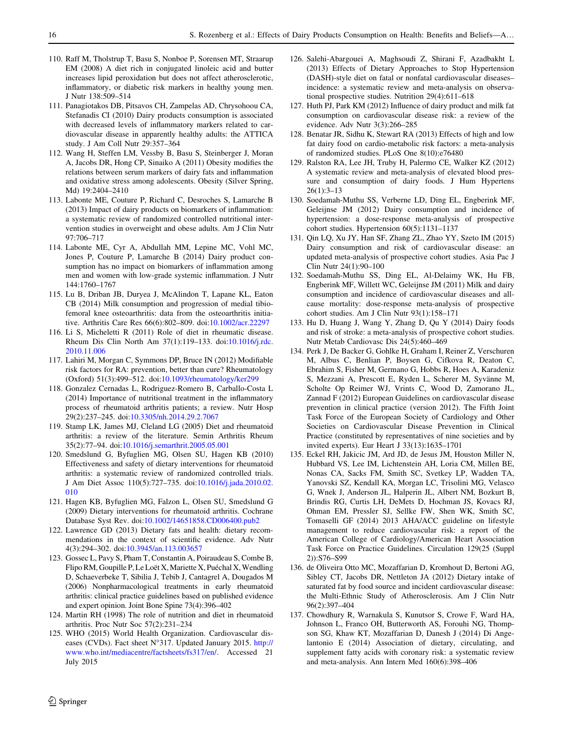110. Raff M, Tholstrup T, Basu S, Nonboe P, Sorensen MT, Straarup EM (2008) A diet rich in conjugated linoleic acid and butter increases lipid peroxidation but does not affect atherosclerotic, inflammatory, or diabetic risk markers in healthy young men. J Nutr 138:509–514
111. Panagiotakos DB, Pitsavos CH, Zampelas AD, Chrysohoou CA, Stefanadis CI (2010) Dairy products consumption is associated with decreased levels of inflammatory markers related to cardiovascular disease in apparently healthy adults: the ATTICA study. J Am Coll Nutr 29:357–364
112. Wang H, Steffen LM, Vessby B, Basu S, Steinberger J, Moran A, Jacobs DR, Hong CP, Sinaiko A (2011) Obesity modifies the relations between serum markers of dairy fats and inflammation and oxidative stress among adolescents. Obesity (Silver Spring, Md) 19:2404–2410
113. Labonte ME, Couture P, Richard C, Desroches S, Lamarche B (2013) Impact of dairy products on biomarkers of inflammation: a systematic review of randomized controlled nutritional intervention studies in overweight and obese adults. Am J Clin Nutr 97:706–717
114. Labonte ME, Cyr A, Abdullah MM, Lepine MC, Vohl MC, Jones P, Couture P, Lamarche B (2014) Dairy product consumption has no impact on biomarkers of inflammation among men and women with low-grade systemic inflammation. J Nutr 144:1760–1767
115. Lu B, Driban JB, Duryea J, McAlindon T, Lapane KL, Eaton CB (2014) Milk consumption and progression of medial tibiofemoral knee osteoarthritis: data from the osteoarthritis initiative. Arthritis Care Res 66(6):802–809. doi:10.1002/acr.22297
116. Li S, Micheletti R (2011) Role of diet in rheumatic disease. Rheum Dis Clin North Am 37(1):119–133. doi:10.1016/j.rdc.2010.11.006
117. Lahiri M, Morgan C, Symmons DP, Bruce IN (2012) Modifiable risk factors for RA: prevention, better than cure? Rheumatology (Oxford) 51(3):499–512. doi:10.1093/rheumatology/ker299
118. Gonzalez Cernadas L, Rodriguez-Romero B, Carballo-Costa L (2014) Importance of nutritional treatment in the inflammatory process of rheumatoid arthritis patients; a review. Nutr Hosp 29(2):237–245. doi:10.3305/nh.2014.29.2.7067
119. Stamp LK, James MJ, Cleland LG (2005) Diet and rheumatoid arthritis: a review of the literature. Semin Arthritis Rheum 35(2):77–94. doi:10.1016/j.semarthrit.2005.05.001
120. Smedslund G, Byfuglien MG, Olsen SU, Hagen KB (2010) Effectiveness and safety of dietary interventions for rheumatoid arthritis: a systematic review of randomized controlled trials. J Am Diet Assoc 110(5):727–735. doi:10.1016/j.jada.2010.02.010
121. Hagen KB, Byfuglien MG, Falzon L, Olsen SU, Smedslund G (2009) Dietary interventions for rheumatoid arthritis. Cochrane Database Syst Rev. doi:10.1002/14651858.CD006400.pub2
122. Lawrence GD (2013) Dietary fats and health: dietary recommendations in the context of scientific evidence. Adv Nutr 4(3):294–302. doi:10.3945/an.113.003657
123. Gossec L, Pavy S, Pham T, Constantin A, Poiraudeau S, Combe B, Flipo RM, Goupille P, Le Loët X, Mariette X, Puéchal X, Wendling D, Schaeverbeke T, Sibilia J, Tebib J, Cantagrel A, Dougados M (2006) Nonpharmacological treatments in early rheumatoid arthritis: clinical practice guidelines based on published evidence and expert opinion. Joint Bone Spine 73(4):396–402
124. Martin RH (1998) The role of nutrition and diet in rheumatoid arthritis. Proc Nutr Soc 57(2):231–234
125. WHO (2015) World Health Organization. Cardiovascular diseases (CVDs). Fact sheet N°317. Updated January 2015. http://www.who.int/mediacentre/factsheets/fs317/en/. Accessed 21 July 2015
126. Salehi-Abargouei A, Maghsoudi Z, Shirani F, Azadbakht L (2013) Effects of Dietary Approaches to Stop Hypertension (DASH)-style diet on fatal or nonfatal cardiovascular diseases–incidence: a systematic review and meta-analysis on observational prospective studies. Nutrition 29(4):611–618
127. Huth PJ, Park KM (2012) Influence of dairy product and milk fat consumption on cardiovascular disease risk: a review of the evidence. Adv Nutr 3(3):266–285
128. Benatar JR, Sidhu K, Stewart RA (2013) Effects of high and low fat dairy food on cardio-metabolic risk factors: a meta-analysis of randomized studies. PLoS One 8(10):e76480
129. Ralston RA, Lee JH, Truby H, Palermo CE, Walker KZ (2012) A systematic review and meta-analysis of elevated blood pressure and consumption of dairy foods. J Hum Hypertens 26(1):3–13
130. Soedamah-Muthu SS, Verberne LD, Ding EL, Engberink MF, Geleijnse JM (2012) Dairy consumption and incidence of hypertension: a dose-response meta-analysis of prospective cohort studies. Hypertension 60(5):1131–1137
131. Qin LQ, Xu JY, Han SF, Zhang ZL, Zhao YY, Szeto IM (2015) Dairy consumption and risk of cardiovascular disease: an updated meta-analysis of prospective cohort studies. Asia Pac J Clin Nutr 24(1):90–100
132. Soedamah-Muthu SS, Ding EL, Al-Delaimy WK, Hu FB, Engberink MF, Willett WC, Geleijnse JM (2011) Milk and dairy consumption and incidence of cardiovascular diseases and all-cause mortality: dose-response meta-analysis of prospective cohort studies. Am J Clin Nutr 93(1):158–171
133. Hu D, Huang J, Wang Y, Zhang D, Qu Y (2014) Dairy foods and risk of stroke: a meta-analysis of prospective cohort studies. Nutr Metab Cardiovasc Dis 24(5):460–469
134. Perk J, De Backer G, Gohlke H, Graham I, Reiner Z, Verschuren M, Albus C, Benlian P, Boysen G, Cifkova R, Deaton C, Ebrahim S, Fisher M, Germano G, Hobbs R, Hoes A, Karadeniz S, Mezzani A, Prescott E, Ryden L, Scherer M, Syvänne M, Scholte Op Reimer WJ, Vrints C, Wood D, Zamorano JL, Zannad F (2012) European Guidelines on cardiovascular disease prevention in clinical practice (version 2012). The Fifth Joint Task Force of the European Society of Cardiology and Other Societies on Cardiovascular Disease Prevention in Clinical Practice (constituted by representatives of nine societies and by invited experts). Eur Heart J 33(13):1635–1701
135. Eckel RH, Jakicic JM, Ard JD, de Jesus JM, Houston Miller N, Hubbard VS, Lee IM, Lichtenstein AH, Loria CM, Millen BE, Nonas CA, Sacks FM, Smith SC, Svetkey LP, Wadden TA, Yanovski SZ, Kendall KA, Morgan LC, Trisolini MG, Velasco G, Wnek J, Anderson JL, Halperin JL, Albert NM, Bozkurt B, Brindis RG, Curtis LH, DeMets D, Hochman JS, Kovacs RJ, Ohman EM, Pressler SJ, Sellke FW, Shen WK, Smith SC, Tomaselli GF (2014) 2013 AHA/ACC guideline on lifestyle management to reduce cardiovascular risk: a report of the American College of Cardiology/American Heart Association Task Force on Practice Guidelines. Circulation 129(25 (Suppl 2)):S76–S99
136. de Oliveira Otto MC, Mozaffarian D, Kromhout D, Bertoni AG, Sibley CT, Jacobs DR, Nettleton JA (2012) Dietary intake of saturated fat by food source and incident cardiovascular disease: the Multi-Ethnic Study of Atherosclerosis. Am J Clin Nutr 96(2):397–404
137. Chowdhury R, Warnakula S, Kunutsor S, Crowe F, Ward HA, Johnson L, Franco OH, Butterworth AS, Forouhi NG, Thompson SG, Khaw KT, Mozaffarian D, Danesh J (2014) Di Angelantonio E (2014) Association of dietary, circulating, and supplement fatty acids with coronary risk: a systematic review and meta-analysis. Ann Intern Med 160(6):398–406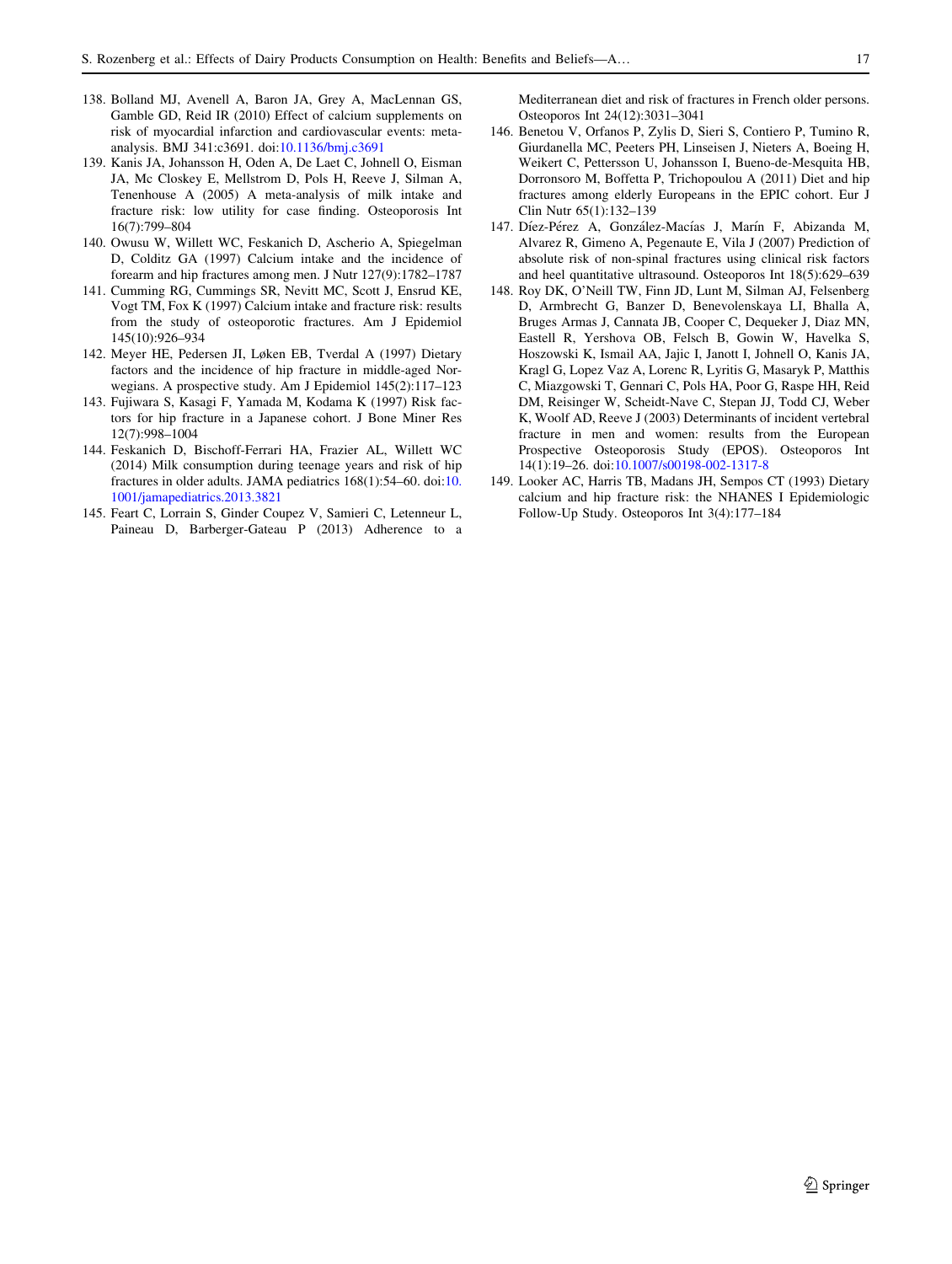138. Bolland MJ, Avenell A, Baron JA, Grey A, MacLennan GS, Gamble GD, Reid IR (2010) Effect of calcium supplements on risk of myocardial infarction and cardiovascular events: meta-analysis. BMJ 341:c3691. doi:10.1136/bmj.c3691
139. Kanis JA, Johansson H, Oden A, De Laet C, Johnell O, Eisman JA, Mc Closkey E, Mellstrom D, Pols H, Reeve J, Silman A, Tenenhouse A (2005) A meta-analysis of milk intake and fracture risk: low utility for case finding. Osteoporosis Int 16(7):799–804
140. Owusu W, Willett WC, Feskanich D, Ascherio A, Spiegelman D, Colditz GA (1997) Calcium intake and the incidence of forearm and hip fractures among men. J Nutr 127(9):1782–1787
141. Cumming RG, Cummings SR, Nevitt MC, Scott J, Ensrud KE, Vogt TM, Fox K (1997) Calcium intake and fracture risk: results from the study of osteoporotic fractures. Am J Epidemiol 145(10):926–934
142. Meyer HE, Pedersen JI, Løken EB, Tverdal A (1997) Dietary factors and the incidence of hip fracture in middle-aged Norwegians. A prospective study. Am J Epidemiol 145(2):117–123
143. Fujiwara S, Kasagi F, Yamada M, Kodama K (1997) Risk factors for hip fracture in a Japanese cohort. J Bone Miner Res 12(7):998–1004
144. Feskanich D, Bischoff-Ferrari HA, Frazier AL, Willett WC (2014) Milk consumption during teenage years and risk of hip fractures in older adults. JAMA pediatrics 168(1):54–60. doi:10.1001/jamapediatrics.2013.3821
145. Feart C, Lorrain S, Ginder Coupez V, Samieri C, Letenneur L, Paineau D, Barberger-Gateau P (2013) Adherence to a Mediterranean diet and risk of fractures in French older persons. Osteoporos Int 24(12):3031–3041
146. Benetou V, Orfanos P, Zylis D, Sieri S, Contiero P, Tumino R, Giurdanella MC, Peeters PH, Linseisen J, Nieters A, Boeing H, Weikert C, Pettersson U, Johansson I, Bueno-de-Mesquita HB, Dorronsoro M, Boffetta P, Trichopoulou A (2011) Diet and hip fractures among elderly Europeans in the EPIC cohort. Eur J Clin Nutr 65(1):132–139
147. Díez-Pérez A, González-Macías J, Marín F, Abizanda M, Alvarez R, Gimeno A, Pegenaute E, Vila J (2007) Prediction of absolute risk of non-spinal fractures using clinical risk factors and heel quantitative ultrasound. Osteoporos Int 18(5):629–639
148. Roy DK, O'Neill TW, Finn JD, Lunt M, Silman AJ, Felsenberg D, Armbrecht G, Banzer D, Benevolenskaya LI, Bhalla A, Bruges Armas J, Cannata JB, Cooper C, Dequeker J, Diaz MN, Eastell R, Yershova OB, Felsch B, Gowin W, Havelka S, Hoszowski K, Ismail AA, Jajic I, Janott I, Johnell O, Kanis JA, Kragl G, Lopez Vaz A, Lorenc R, Lyritis G, Masaryk P, Matthis C, Miazgowski T, Gennari C, Pols HA, Poor G, Raspe HH, Reid DM, Reisinger W, Scheidt-Nave C, Stepan JJ, Todd CJ, Weber K, Woolf AD, Reeve J (2003) Determinants of incident vertebral fracture in men and women: results from the European Prospective Osteoporosis Study (EPOS). Osteoporos Int 14(1):19–26. doi:10.1007/s00198-002-1317-8
149. Looker AC, Harris TB, Madans JH, Sempos CT (1993) Dietary calcium and hip fracture risk: the NHANES I Epidemiologic Follow-Up Study. Osteoporos Int 3(4):177–184